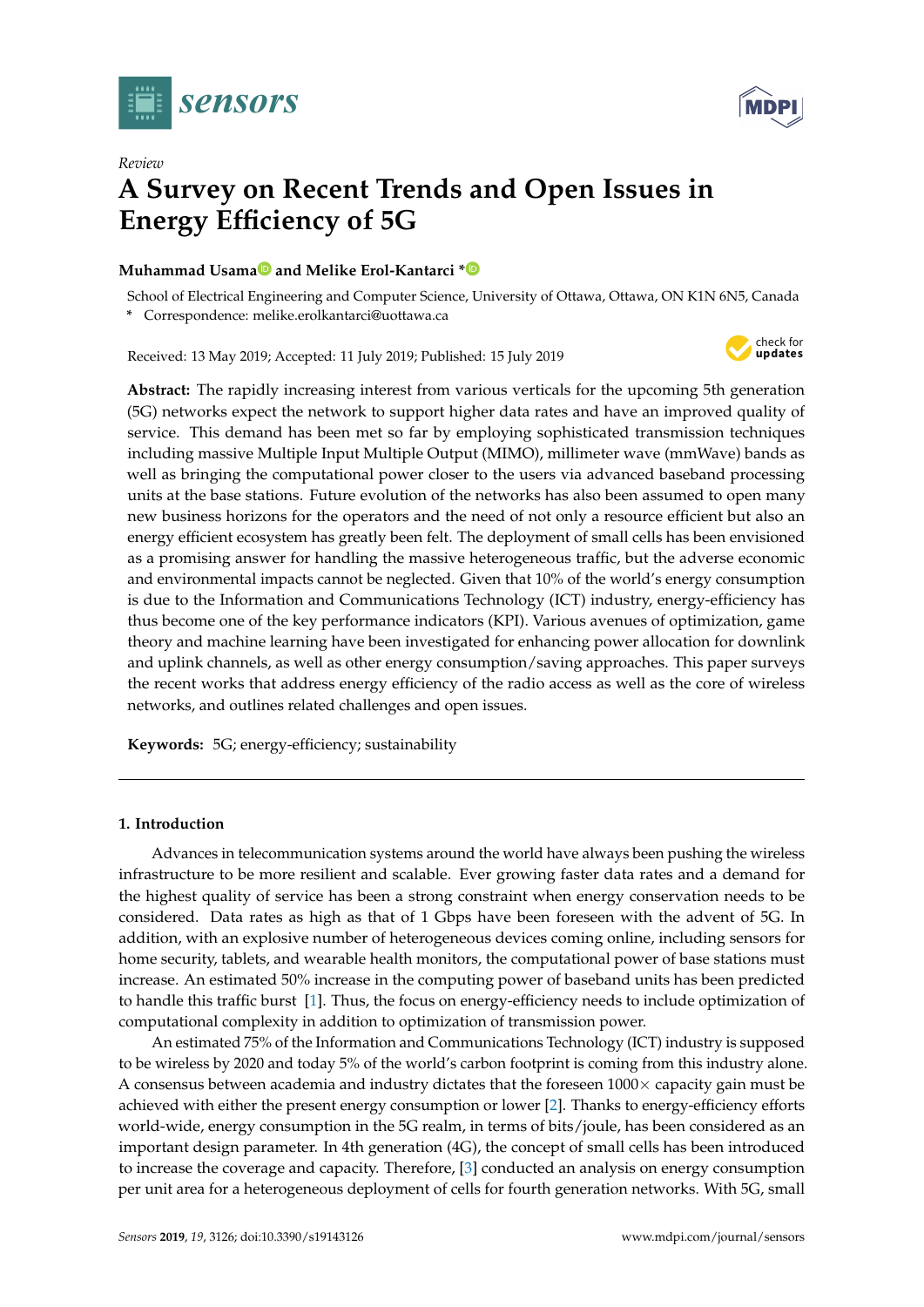*Review*

# A Survey on Recent Trends and Open Issues in Energy Efficiency of 5G

**Muhammad Usama and Melike Erol-Kantarci ***

School of Electrical Engineering and Computer Science, University of Ottawa, Ottawa, ON K1N 6N5, Canada

* Correspondence: melike.erolkantarci@uottawa.ca

Received: 13 May 2019; Accepted: 11 July 2019; Published: 15 July 2019

**Abstract:** The rapidly increasing interest from various verticals for the upcoming 5th generation (5G) networks expect the network to support higher data rates and have an improved quality of service. This demand has been met so far by employing sophisticated transmission techniques including massive Multiple Input Multiple Output (MIMO), millimeter wave (mmWave) bands as well as bringing the computational power closer to the users via advanced baseband processing units at the base stations. Future evolution of the networks has also been assumed to open many new business horizons for the operators and the need of not only a resource efficient but also an energy efficient ecosystem has greatly been felt. The deployment of small cells has been envisioned as a promising answer for handling the massive heterogeneous traffic, but the adverse economic and environmental impacts cannot be neglected. Given that 10% of the world's energy consumption is due to the Information and Communications Technology (ICT) industry, energy-efficiency has thus become one of the key performance indicators (KPI). Various avenues of optimization, game theory and machine learning have been investigated for enhancing power allocation for downlink and uplink channels, as well as other energy consumption/saving approaches. This paper surveys the recent works that address energy efficiency of the radio access as well as the core of wireless networks, and outlines related challenges and open issues.

**Keywords:** 5G; energy-efficiency; sustainability

## 1. Introduction

Advances in telecommunication systems around the world have always been pushing the wireless infrastructure to be more resilient and scalable. Ever growing faster data rates and a demand for the highest quality of service has been a strong constraint when energy conservation needs to be considered. Data rates as high as that of 1 Gbps have been foreseen with the advent of 5G. In addition, with an explosive number of heterogeneous devices coming online, including sensors for home security, tablets, and wearable health monitors, the computational power of base stations must increase. An estimated 50% increase in the computing power of baseband units has been predicted to handle this traffic burst [1]. Thus, the focus on energy-efficiency needs to include optimization of computational complexity in addition to optimization of transmission power.

An estimated 75% of the Information and Communications Technology (ICT) industry is supposed to be wireless by 2020 and today 5% of the world's carbon footprint is coming from this industry alone. A consensus between academia and industry dictates that the foreseen 1000× capacity gain must be achieved with either the present energy consumption or lower [2]. Thanks to energy-efficiency efforts world-wide, energy consumption in the 5G realm, in terms of bits/joule, has been considered as an important design parameter. In 4th generation (4G), the concept of small cells has been introduced to increase the coverage and capacity. Therefore, [3] conducted an analysis on energy consumption per unit area for a heterogeneous deployment of cells for fourth generation networks. With 5G, small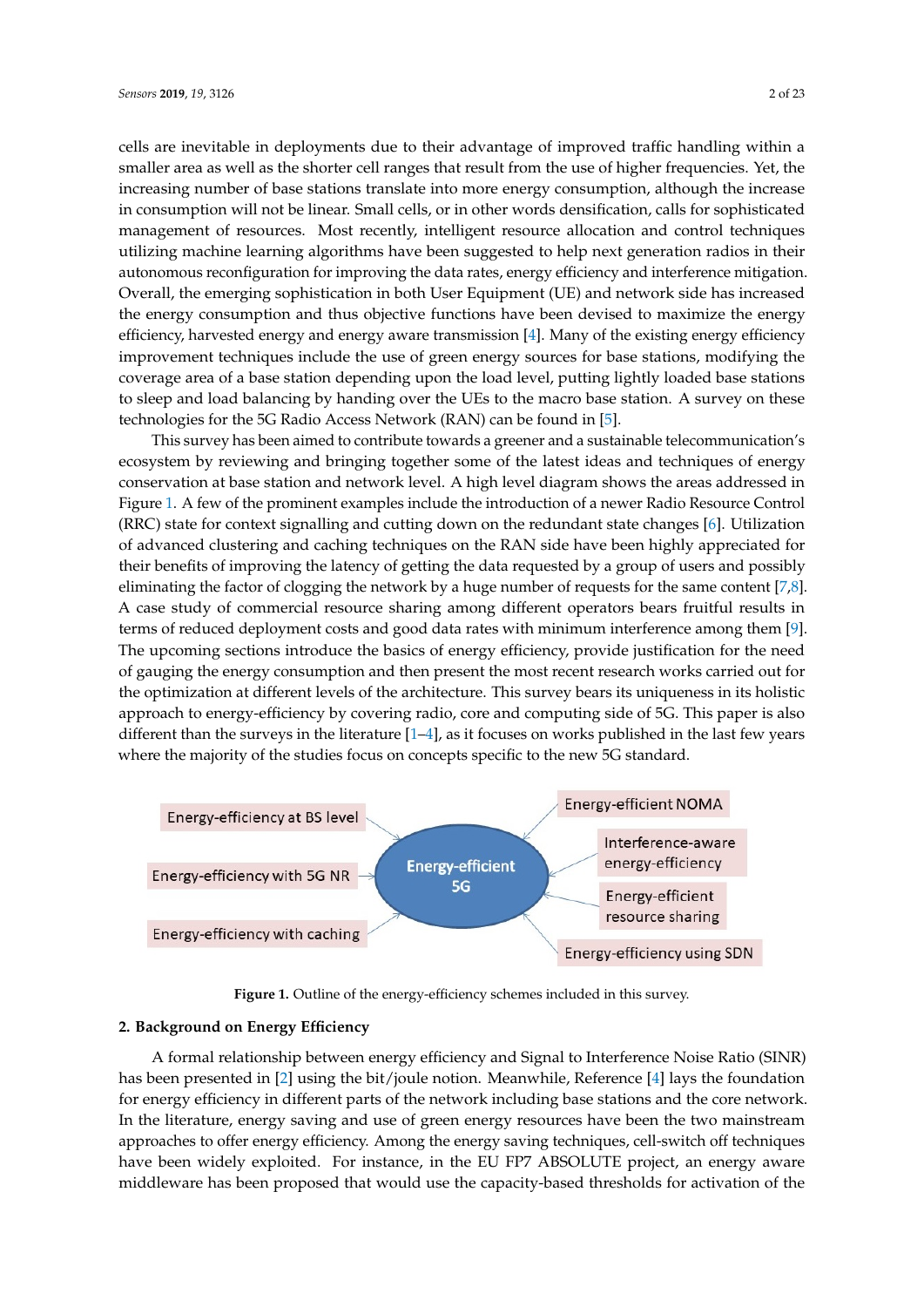cells are inevitable in deployments due to their advantage of improved traffic handling within a smaller area as well as the shorter cell ranges that result from the use of higher frequencies. Yet, the increasing number of base stations translate into more energy consumption, although the increase in consumption will not be linear. Small cells, or in other words densification, calls for sophisticated management of resources. Most recently, intelligent resource allocation and control techniques utilizing machine learning algorithms have been suggested to help next generation radios in their autonomous reconfiguration for improving the data rates, energy efficiency and interference mitigation. Overall, the emerging sophistication in both User Equipment (UE) and network side has increased the energy consumption and thus objective functions have been devised to maximize the energy efficiency, harvested energy and energy aware transmission [4]. Many of the existing energy efficiency improvement techniques include the use of green energy sources for base stations, modifying the coverage area of a base station depending upon the load level, putting lightly loaded base stations to sleep and load balancing by handing over the UEs to the macro base station. A survey on these technologies for the 5G Radio Access Network (RAN) can be found in [5].

This survey has been aimed to contribute towards a greener and a sustainable telecommunication's ecosystem by reviewing and bringing together some of the latest ideas and techniques of energy conservation at base station and network level. A high level diagram shows the areas addressed in Figure 1. A few of the prominent examples include the introduction of a newer Radio Resource Control (RRC) state for context signalling and cutting down on the redundant state changes [6]. Utilization of advanced clustering and caching techniques on the RAN side have been highly appreciated for their benefits of improving the latency of getting the data requested by a group of users and possibly eliminating the factor of clogging the network by a huge number of requests for the same content [7,8]. A case study of commercial resource sharing among different operators bears fruitful results in terms of reduced deployment costs and good data rates with minimum interference among them [9]. The upcoming sections introduce the basics of energy efficiency, provide justification for the need of gauging the energy consumption and then present the most recent research works carried out for the optimization at different levels of the architecture. This survey bears its uniqueness in its holistic approach to energy-efficiency by covering radio, core and computing side of 5G. This paper is also different than the surveys in the literature [1–4], as it focuses on works published in the last few years where the majority of the studies focus on concepts specific to the new 5G standard.

Energy-efficiency at BS level

Energy-efficiency with 5G NR

Energy-efficiency with caching

Energy-efficient 5G

Energy-efficient NOMA

Interference-aware energy-efficiency

Energy-efficient resource sharing

Energy-efficiency using SDN

**Figure 1.** Outline of the energy-efficiency schemes included in this survey.

## 2. Background on Energy Efficiency

A formal relationship between energy efficiency and Signal to Interference Noise Ratio (SINR) has been presented in [2] using the bit/joule notion. Meanwhile, Reference [4] lays the foundation for energy efficiency in different parts of the network including base stations and the core network. In the literature, energy saving and use of green energy resources have been the two mainstream approaches to offer energy efficiency. Among the energy saving techniques, cell-switch off techniques have been widely exploited. For instance, in the EU FP7 ABSOLUTE project, an energy aware middleware has been proposed that would use the capacity-based thresholds for activation of the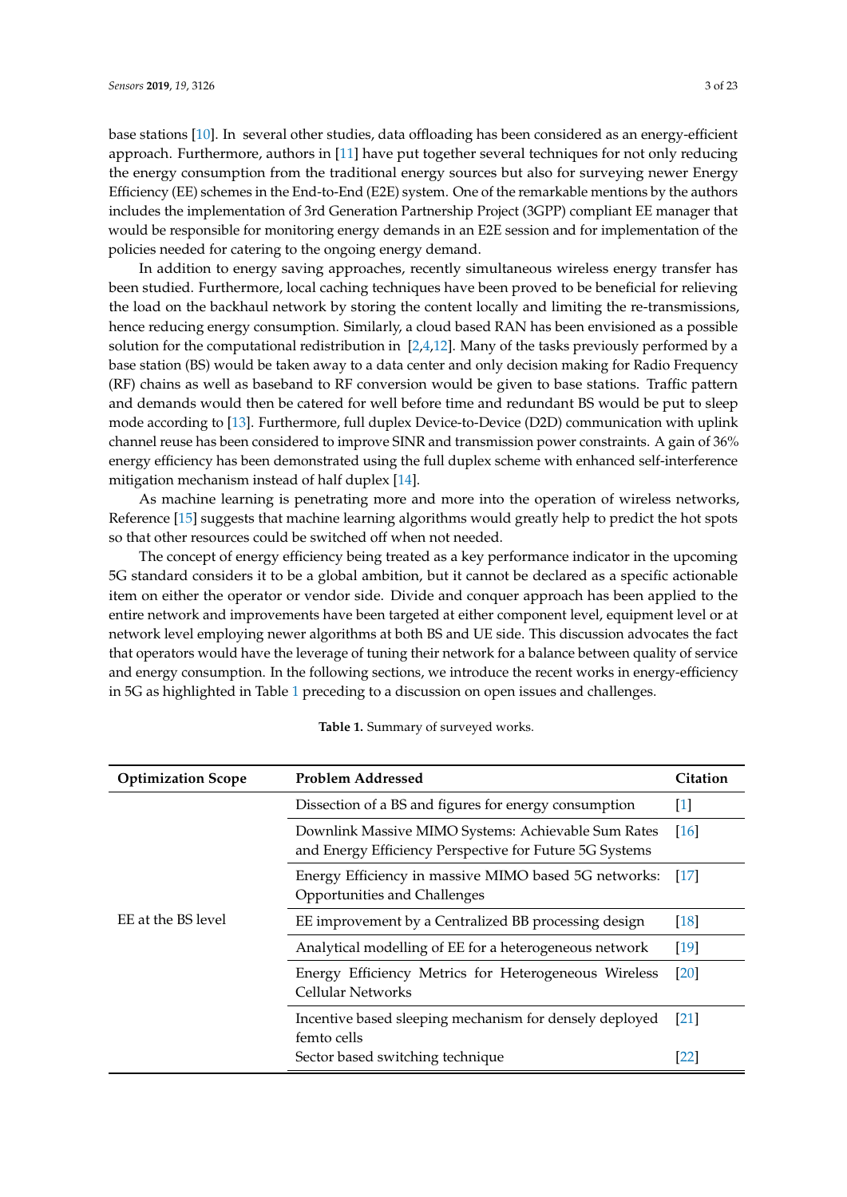base stations [10]. In several other studies, data offloading has been considered as an energy-efficient approach. Furthermore, authors in [11] have put together several techniques for not only reducing the energy consumption from the traditional energy sources but also for surveying newer Energy Efficiency (EE) schemes in the End-to-End (E2E) system. One of the remarkable mentions by the authors includes the implementation of 3rd Generation Partnership Project (3GPP) compliant EE manager that would be responsible for monitoring energy demands in an E2E session and for implementation of the policies needed for catering to the ongoing energy demand.

In addition to energy saving approaches, recently simultaneous wireless energy transfer has been studied. Furthermore, local caching techniques have been proved to be beneficial for relieving the load on the backhaul network by storing the content locally and limiting the re-transmissions, hence reducing energy consumption. Similarly, a cloud based RAN has been envisioned as a possible solution for the computational redistribution in [2,4,12]. Many of the tasks previously performed by a base station (BS) would be taken away to a data center and only decision making for Radio Frequency (RF) chains as well as baseband to RF conversion would be given to base stations. Traffic pattern and demands would then be catered for well before time and redundant BS would be put to sleep mode according to [13]. Furthermore, full duplex Device-to-Device (D2D) communication with uplink channel reuse has been considered to improve SINR and transmission power constraints. A gain of 36% energy efficiency has been demonstrated using the full duplex scheme with enhanced self-interference mitigation mechanism instead of half duplex [14].

As machine learning is penetrating more and more into the operation of wireless networks, Reference [15] suggests that machine learning algorithms would greatly help to predict the hot spots so that other resources could be switched off when not needed.

The concept of energy efficiency being treated as a key performance indicator in the upcoming 5G standard considers it to be a global ambition, but it cannot be declared as a specific actionable item on either the operator or vendor side. Divide and conquer approach has been applied to the entire network and improvements have been targeted at either component level, equipment level or at network level employing newer algorithms at both BS and UE side. This discussion advocates the fact that operators would have the leverage of tuning their network for a balance between quality of service and energy consumption. In the following sections, we introduce the recent works in energy-efficiency in 5G as highlighted in Table 1 preceding to a discussion on open issues and challenges.

**Table 1.** Summary of surveyed works.

| Optimization Scope | Problem Addressed | Citation |
|---|---|---|
| EE at the BS level | Dissection of a BS and figures for energy consumption | [1] |
| | Downlink Massive MIMO Systems: Achievable Sum Rates and Energy Efficiency Perspective for Future 5G Systems | [16] |
| | Energy Efficiency in massive MIMO based 5G networks: Opportunities and Challenges | [17] |
| | EE improvement by a Centralized BB processing design | [18] |
| | Analytical modelling of EE for a heterogeneous network | [19] |
| | Energy Efficiency Metrics for Heterogeneous Wireless Cellular Networks | [20] |
| | Incentive based sleeping mechanism for densely deployed femto cells | [21] |
| | Sector based switching technique | [22] |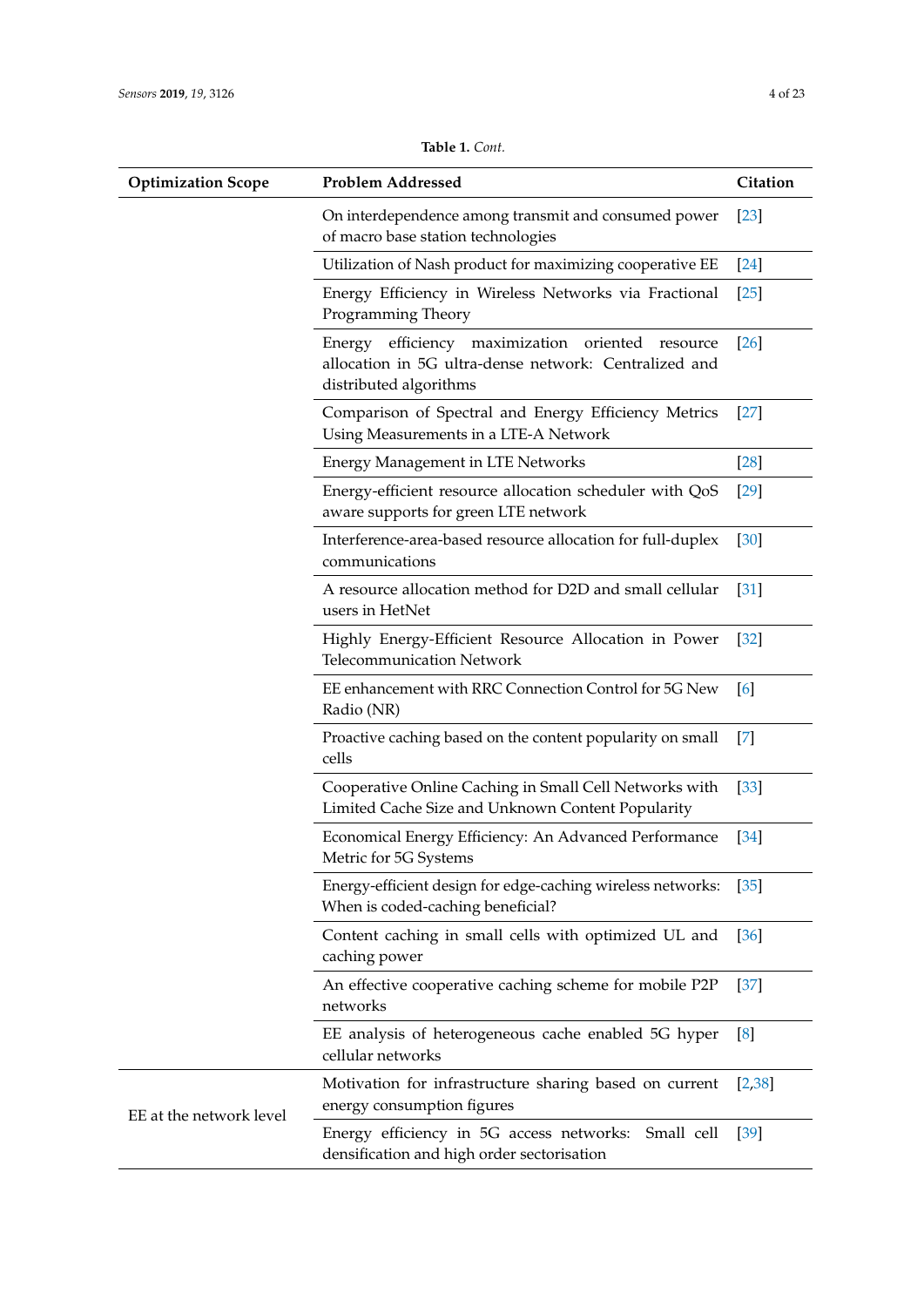**Table 1.** *Cont.*

| Optimization Scope | Problem Addressed | Citation |
| --- | --- | --- |
| | On interdependence among transmit and consumed power of macro base station technologies | [23] |
| | Utilization of Nash product for maximizing cooperative EE | [24] |
| | Energy Efficiency in Wireless Networks via Fractional Programming Theory | [25] |
| | Energy efficiency maximization oriented resource allocation in 5G ultra-dense network: Centralized and distributed algorithms | [26] |
| | Comparison of Spectral and Energy Efficiency Metrics Using Measurements in a LTE-A Network | [27] |
| | Energy Management in LTE Networks | [28] |
| | Energy-efficient resource allocation scheduler with QoS aware supports for green LTE network | [29] |
| | Interference-area-based resource allocation for full-duplex communications | [30] |
| | A resource allocation method for D2D and small cellular users in HetNet | [31] |
| | Highly Energy-Efficient Resource Allocation in Power Telecommunication Network | [32] |
| | EE enhancement with RRC Connection Control for 5G New Radio (NR) | [6] |
| | Proactive caching based on the content popularity on small cells | [7] |
| | Cooperative Online Caching in Small Cell Networks with Limited Cache Size and Unknown Content Popularity | [33] |
| | Economical Energy Efficiency: An Advanced Performance Metric for 5G Systems | [34] |
| | Energy-efficient design for edge-caching wireless networks: When is coded-caching beneficial? | [35] |
| | Content caching in small cells with optimized UL and caching power | [36] |
| | An effective cooperative caching scheme for mobile P2P networks | [37] |
| | EE analysis of heterogeneous cache enabled 5G hyper cellular networks | [8] |
| EE at the network level | Motivation for infrastructure sharing based on current energy consumption figures | [2,38] |
| | Energy efficiency in 5G access networks: Small cell densification and high order sectorisation | [39] |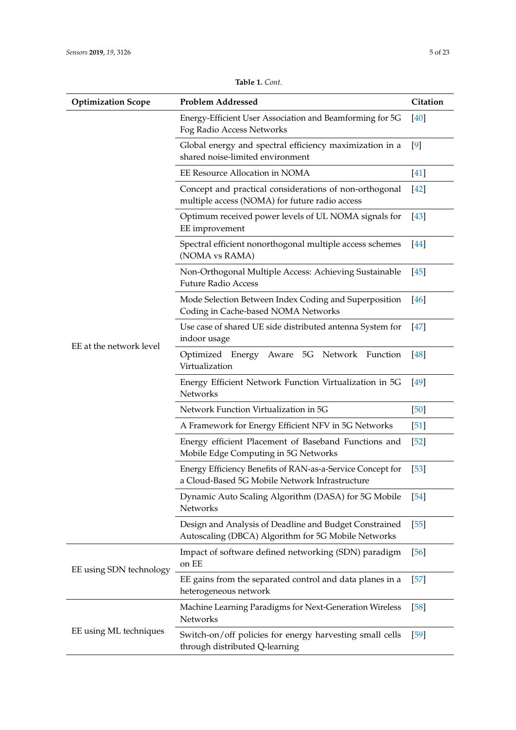**Table 1.** *Cont.*

| Optimization Scope | Problem Addressed | Citation |
| --- | --- | --- |
| EE at the network level | Energy-Efficient User Association and Beamforming for 5G Fog Radio Access Networks | [40] |
| | Global energy and spectral efficiency maximization in a shared noise-limited environment | [9] |
| | EE Resource Allocation in NOMA | [41] |
| | Concept and practical considerations of non-orthogonal multiple access (NOMA) for future radio access | [42] |
| | Optimum received power levels of UL NOMA signals for EE improvement | [43] |
| | Spectral efficient nonorthogonal multiple access schemes (NOMA vs RAMA) | [44] |
| | Non-Orthogonal Multiple Access: Achieving Sustainable Future Radio Access | [45] |
| | Mode Selection Between Index Coding and Superposition Coding in Cache-based NOMA Networks | [46] |
| | Use case of shared UE side distributed antenna System for indoor usage | [47] |
| | Optimized Energy Aware 5G Network Function Virtualization | [48] |
| | Energy Efficient Network Function Virtualization in 5G Networks | [49] |
| | Network Function Virtualization in 5G | [50] |
| | A Framework for Energy Efficient NFV in 5G Networks | [51] |
| | Energy efficient Placement of Baseband Functions and Mobile Edge Computing in 5G Networks | [52] |
| | Energy Efficiency Benefits of RAN-as-a-Service Concept for a Cloud-Based 5G Mobile Network Infrastructure | [53] |
| | Dynamic Auto Scaling Algorithm (DASA) for 5G Mobile Networks | [54] |
| | Design and Analysis of Deadline and Budget Constrained Autoscaling (DBCA) Algorithm for 5G Mobile Networks | [55] |
| EE using SDN technology | Impact of software defined networking (SDN) paradigm on EE | [56] |
| | EE gains from the separated control and data planes in a heterogeneous network | [57] |
| EE using ML techniques | Machine Learning Paradigms for Next-Generation Wireless Networks | [58] |
| | Switch-on/off policies for energy harvesting small cells through distributed Q-learning | [59] |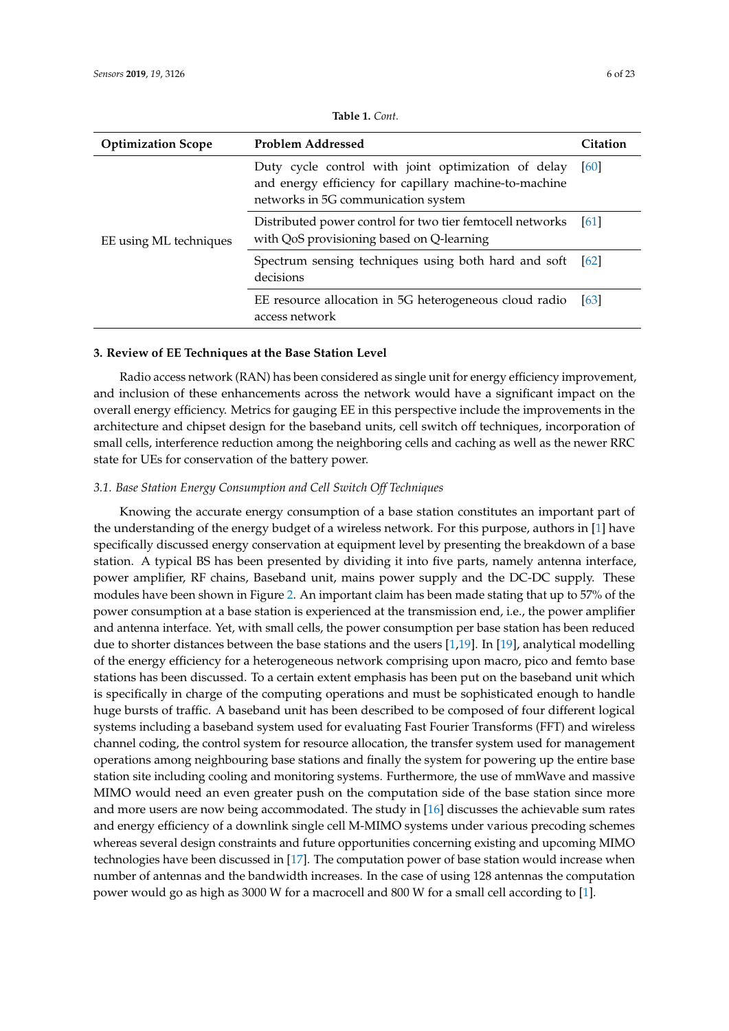**Table 1.** *Cont.*

| Optimization Scope | Problem Addressed | Citation |
| --- | --- | --- |
| EE using ML techniques | Duty cycle control with joint optimization of delay and energy efficiency for capillary machine-to-machine networks in 5G communication system | [60] |
| | Distributed power control for two tier femtocell networks with QoS provisioning based on Q-learning | [61] |
| | Spectrum sensing techniques using both hard and soft decisions | [62] |
| | EE resource allocation in 5G heterogeneous cloud radio access network | [63] |

## 3. Review of EE Techniques at the Base Station Level

Radio access network (RAN) has been considered as single unit for energy efficiency improvement, and inclusion of these enhancements across the network would have a significant impact on the overall energy efficiency. Metrics for gauging EE in this perspective include the improvements in the architecture and chipset design for the baseband units, cell switch off techniques, incorporation of small cells, interference reduction among the neighboring cells and caching as well as the newer RRC state for UEs for conservation of the battery power.

### *3.1. Base Station Energy Consumption and Cell Switch Off Techniques*

Knowing the accurate energy consumption of a base station constitutes an important part of the understanding of the energy budget of a wireless network. For this purpose, authors in [1] have specifically discussed energy conservation at equipment level by presenting the breakdown of a base station. A typical BS has been presented by dividing it into five parts, namely antenna interface, power amplifier, RF chains, Baseband unit, mains power supply and the DC-DC supply. These modules have been shown in Figure 2. An important claim has been made stating that up to 57% of the power consumption at a base station is experienced at the transmission end, i.e., the power amplifier and antenna interface. Yet, with small cells, the power consumption per base station has been reduced due to shorter distances between the base stations and the users [1,19]. In [19], analytical modelling of the energy efficiency for a heterogeneous network comprising upon macro, pico and femto base stations has been discussed. To a certain extent emphasis has been put on the baseband unit which is specifically in charge of the computing operations and must be sophisticated enough to handle huge bursts of traffic. A baseband unit has been described to be composed of four different logical systems including a baseband system used for evaluating Fast Fourier Transforms (FFT) and wireless channel coding, the control system for resource allocation, the transfer system used for management operations among neighbouring base stations and finally the system for powering up the entire base station site including cooling and monitoring systems. Furthermore, the use of mmWave and massive MIMO would need an even greater push on the computation side of the base station since more and more users are now being accommodated. The study in [16] discusses the achievable sum rates and energy efficiency of a downlink single cell M-MIMO systems under various precoding schemes whereas several design constraints and future opportunities concerning existing and upcoming MIMO technologies have been discussed in [17]. The computation power of base station would increase when number of antennas and the bandwidth increases. In the case of using 128 antennas the computation power would go as high as 3000 W for a macrocell and 800 W for a small cell according to [1].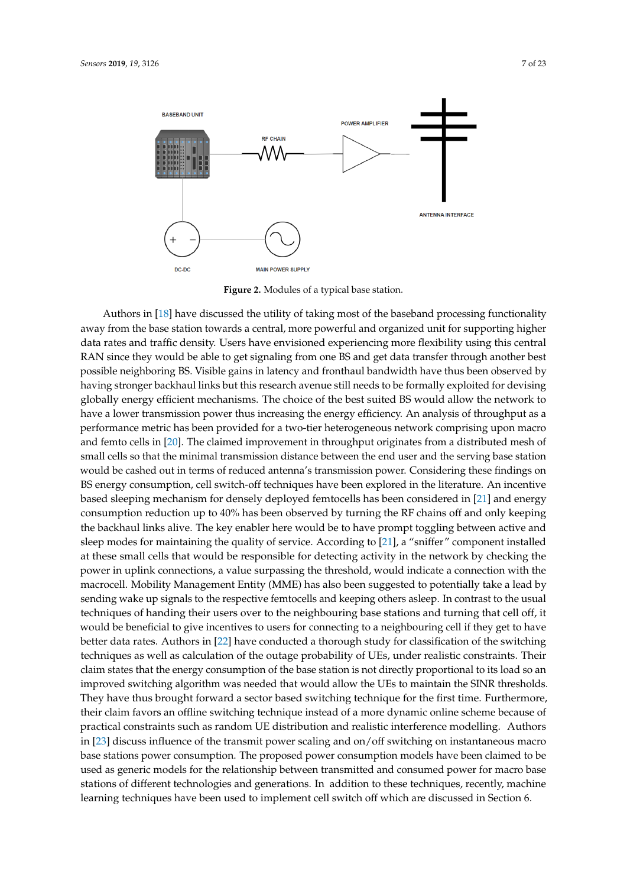BASEBAND UNIT

RF CHAIN

POWER AMPLIFIER

ANTENNA INTERFACE

DC-DC

MAIN POWER SUPPLY

**Figure 2.** Modules of a typical base station.

Authors in [18] have discussed the utility of taking most of the baseband processing functionality away from the base station towards a central, more powerful and organized unit for supporting higher data rates and traffic density. Users have envisioned experiencing more flexibility using this central RAN since they would be able to get signaling from one BS and get data transfer through another best possible neighboring BS. Visible gains in latency and fronthaul bandwidth have thus been observed by having stronger backhaul links but this research avenue still needs to be formally exploited for devising globally energy efficient mechanisms. The choice of the best suited BS would allow the network to have a lower transmission power thus increasing the energy efficiency. An analysis of throughput as a performance metric has been provided for a two-tier heterogeneous network comprising upon macro and femto cells in [20]. The claimed improvement in throughput originates from a distributed mesh of small cells so that the minimal transmission distance between the end user and the serving base station would be cashed out in terms of reduced antenna's transmission power. Considering these findings on BS energy consumption, cell switch-off techniques have been explored in the literature. An incentive based sleeping mechanism for densely deployed femtocells has been considered in [21] and energy consumption reduction up to 40% has been observed by turning the RF chains off and only keeping the backhaul links alive. The key enabler here would be to have prompt toggling between active and sleep modes for maintaining the quality of service. According to [21], a "sniffer" component installed at these small cells that would be responsible for detecting activity in the network by checking the power in uplink connections, a value surpassing the threshold, would indicate a connection with the macrocell. Mobility Management Entity (MME) has also been suggested to potentially take a lead by sending wake up signals to the respective femtocells and keeping others asleep. In contrast to the usual techniques of handing their users over to the neighbouring base stations and turning that cell off, it would be beneficial to give incentives to users for connecting to a neighbouring cell if they get to have better data rates. Authors in [22] have conducted a thorough study for classification of the switching techniques as well as calculation of the outage probability of UEs, under realistic constraints. Their claim states that the energy consumption of the base station is not directly proportional to its load so an improved switching algorithm was needed that would allow the UEs to maintain the SINR thresholds. They have thus brought forward a sector based switching technique for the first time. Furthermore, their claim favors an offline switching technique instead of a more dynamic online scheme because of practical constraints such as random UE distribution and realistic interference modelling. Authors in [23] discuss influence of the transmit power scaling and on/off switching on instantaneous macro base stations power consumption. The proposed power consumption models have been claimed to be used as generic models for the relationship between transmitted and consumed power for macro base stations of different technologies and generations. In addition to these techniques, recently, machine learning techniques have been used to implement cell switch off which are discussed in Section 6.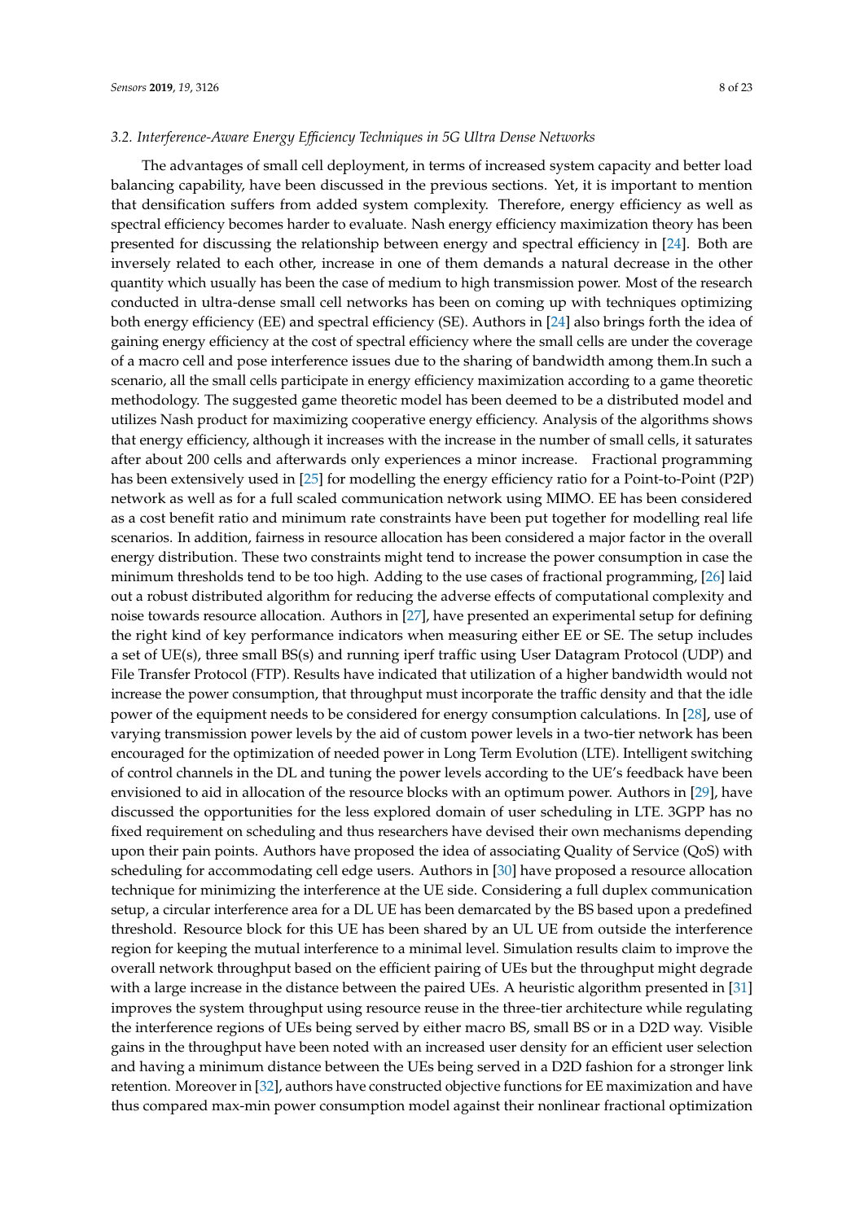### 3.2. Interference-Aware Energy Efficiency Techniques in 5G Ultra Dense Networks

The advantages of small cell deployment, in terms of increased system capacity and better load balancing capability, have been discussed in the previous sections. Yet, it is important to mention that densification suffers from added system complexity. Therefore, energy efficiency as well as spectral efficiency becomes harder to evaluate. Nash energy efficiency maximization theory has been presented for discussing the relationship between energy and spectral efficiency in [24]. Both are inversely related to each other, increase in one of them demands a natural decrease in the other quantity which usually has been the case of medium to high transmission power. Most of the research conducted in ultra-dense small cell networks has been on coming up with techniques optimizing both energy efficiency (EE) and spectral efficiency (SE). Authors in [24] also brings forth the idea of gaining energy efficiency at the cost of spectral efficiency where the small cells are under the coverage of a macro cell and pose interference issues due to the sharing of bandwidth among them.In such a scenario, all the small cells participate in energy efficiency maximization according to a game theoretic methodology. The suggested game theoretic model has been deemed to be a distributed model and utilizes Nash product for maximizing cooperative energy efficiency. Analysis of the algorithms shows that energy efficiency, although it increases with the increase in the number of small cells, it saturates after about 200 cells and afterwards only experiences a minor increase. Fractional programming has been extensively used in [25] for modelling the energy efficiency ratio for a Point-to-Point (P2P) network as well as for a full scaled communication network using MIMO. EE has been considered as a cost benefit ratio and minimum rate constraints have been put together for modelling real life scenarios. In addition, fairness in resource allocation has been considered a major factor in the overall energy distribution. These two constraints might tend to increase the power consumption in case the minimum thresholds tend to be too high. Adding to the use cases of fractional programming, [26] laid out a robust distributed algorithm for reducing the adverse effects of computational complexity and noise towards resource allocation. Authors in [27], have presented an experimental setup for defining the right kind of key performance indicators when measuring either EE or SE. The setup includes a set of UE(s), three small BS(s) and running iperf traffic using User Datagram Protocol (UDP) and File Transfer Protocol (FTP). Results have indicated that utilization of a higher bandwidth would not increase the power consumption, that throughput must incorporate the traffic density and that the idle power of the equipment needs to be considered for energy consumption calculations. In [28], use of varying transmission power levels by the aid of custom power levels in a two-tier network has been encouraged for the optimization of needed power in Long Term Evolution (LTE). Intelligent switching of control channels in the DL and tuning the power levels according to the UE's feedback have been envisioned to aid in allocation of the resource blocks with an optimum power. Authors in [29], have discussed the opportunities for the less explored domain of user scheduling in LTE. 3GPP has no fixed requirement on scheduling and thus researchers have devised their own mechanisms depending upon their pain points. Authors have proposed the idea of associating Quality of Service (QoS) with scheduling for accommodating cell edge users. Authors in [30] have proposed a resource allocation technique for minimizing the interference at the UE side. Considering a full duplex communication setup, a circular interference area for a DL UE has been demarcated by the BS based upon a predefined threshold. Resource block for this UE has been shared by an UL UE from outside the interference region for keeping the mutual interference to a minimal level. Simulation results claim to improve the overall network throughput based on the efficient pairing of UEs but the throughput might degrade with a large increase in the distance between the paired UEs. A heuristic algorithm presented in [31] improves the system throughput using resource reuse in the three-tier architecture while regulating the interference regions of UEs being served by either macro BS, small BS or in a D2D way. Visible gains in the throughput have been noted with an increased user density for an efficient user selection and having a minimum distance between the UEs being served in a D2D fashion for a stronger link retention. Moreover in [32], authors have constructed objective functions for EE maximization and have thus compared max-min power consumption model against their nonlinear fractional optimization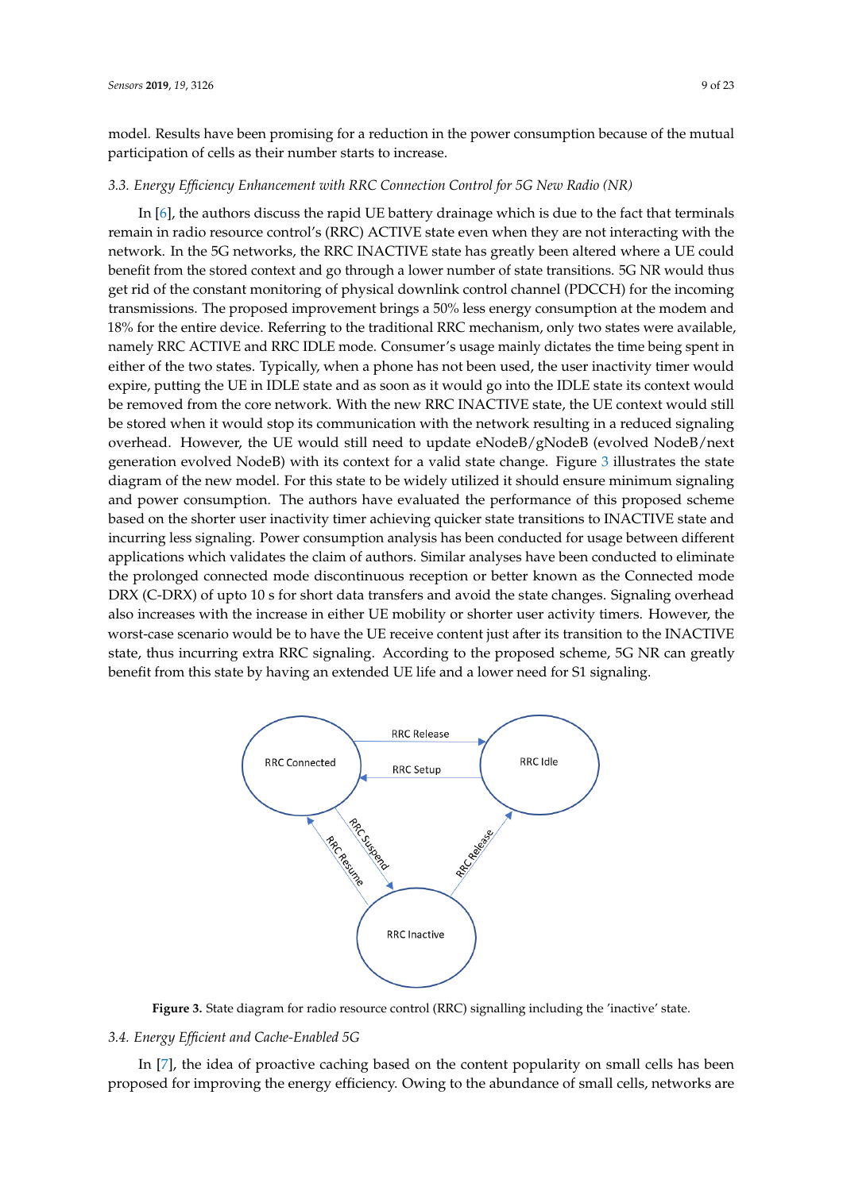model. Results have been promising for a reduction in the power consumption because of the mutual participation of cells as their number starts to increase.

### 3.3. Energy Efficiency Enhancement with RRC Connection Control for 5G New Radio (NR)

In [6], the authors discuss the rapid UE battery drainage which is due to the fact that terminals remain in radio resource control's (RRC) ACTIVE state even when they are not interacting with the network. In the 5G networks, the RRC INACTIVE state has greatly been altered where a UE could benefit from the stored context and go through a lower number of state transitions. 5G NR would thus get rid of the constant monitoring of physical downlink control channel (PDCCH) for the incoming transmissions. The proposed improvement brings a 50% less energy consumption at the modem and 18% for the entire device. Referring to the traditional RRC mechanism, only two states were available, namely RRC ACTIVE and RRC IDLE mode. Consumer's usage mainly dictates the time being spent in either of the two states. Typically, when a phone has not been used, the user inactivity timer would expire, putting the UE in IDLE state and as soon as it would go into the IDLE state its context would be removed from the core network. With the new RRC INACTIVE state, the UE context would still be stored when it would stop its communication with the network resulting in a reduced signaling overhead. However, the UE would still need to update eNodeB/gNodeB (evolved NodeB/next generation evolved NodeB) with its context for a valid state change. Figure 3 illustrates the state diagram of the new model. For this state to be widely utilized it should ensure minimum signaling and power consumption. The authors have evaluated the performance of this proposed scheme based on the shorter user inactivity timer achieving quicker state transitions to INACTIVE state and incurring less signaling. Power consumption analysis has been conducted for usage between different applications which validates the claim of authors. Similar analyses have been conducted to eliminate the prolonged connected mode discontinuous reception or better known as the Connected mode DRX (C-DRX) of upto 10 s for short data transfers and avoid the state changes. Signaling overhead also increases with the increase in either UE mobility or shorter user activity timers. However, the worst-case scenario would be to have the UE receive content just after its transition to the INACTIVE state, thus incurring extra RRC signaling. According to the proposed scheme, 5G NR can greatly benefit from this state by having an extended UE life and a lower need for S1 signaling.

RRC Connected
RRC Idle
RRC Inactive
RRC Release
RRC Setup
RRC Suspend
RRC Resume
RRC Release

**Figure 3.** State diagram for radio resource control (RRC) signalling including the 'inactive' state.

### 3.4. Energy Efficient and Cache-Enabled 5G

In [7], the idea of proactive caching based on the content popularity on small cells has been proposed for improving the energy efficiency. Owing to the abundance of small cells, networks are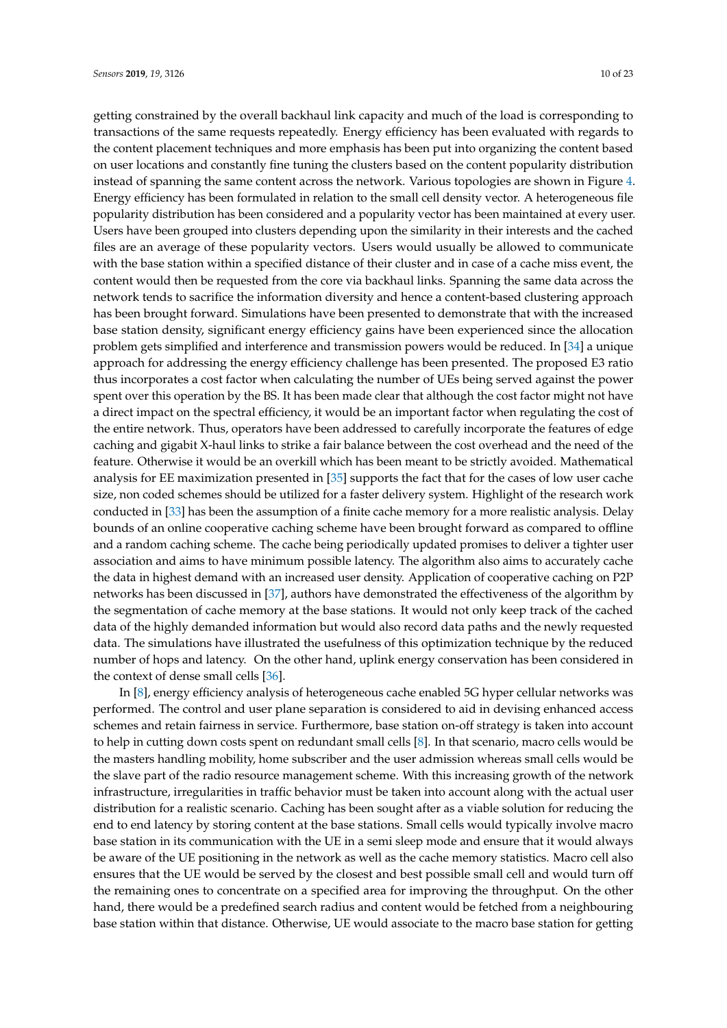getting constrained by the overall backhaul link capacity and much of the load is corresponding to transactions of the same requests repeatedly. Energy efficiency has been evaluated with regards to the content placement techniques and more emphasis has been put into organizing the content based on user locations and constantly fine tuning the clusters based on the content popularity distribution instead of spanning the same content across the network. Various topologies are shown in Figure 4. Energy efficiency has been formulated in relation to the small cell density vector. A heterogeneous file popularity distribution has been considered and a popularity vector has been maintained at every user. Users have been grouped into clusters depending upon the similarity in their interests and the cached files are an average of these popularity vectors. Users would usually be allowed to communicate with the base station within a specified distance of their cluster and in case of a cache miss event, the content would then be requested from the core via backhaul links. Spanning the same data across the network tends to sacrifice the information diversity and hence a content-based clustering approach has been brought forward. Simulations have been presented to demonstrate that with the increased base station density, significant energy efficiency gains have been experienced since the allocation problem gets simplified and interference and transmission powers would be reduced. In [34] a unique approach for addressing the energy efficiency challenge has been presented. The proposed E3 ratio thus incorporates a cost factor when calculating the number of UEs being served against the power spent over this operation by the BS. It has been made clear that although the cost factor might not have a direct impact on the spectral efficiency, it would be an important factor when regulating the cost of the entire network. Thus, operators have been addressed to carefully incorporate the features of edge caching and gigabit X-haul links to strike a fair balance between the cost overhead and the need of the feature. Otherwise it would be an overkill which has been meant to be strictly avoided. Mathematical analysis for EE maximization presented in [35] supports the fact that for the cases of low user cache size, non coded schemes should be utilized for a faster delivery system. Highlight of the research work conducted in [33] has been the assumption of a finite cache memory for a more realistic analysis. Delay bounds of an online cooperative caching scheme have been brought forward as compared to offline and a random caching scheme. The cache being periodically updated promises to deliver a tighter user association and aims to have minimum possible latency. The algorithm also aims to accurately cache the data in highest demand with an increased user density. Application of cooperative caching on P2P networks has been discussed in [37], authors have demonstrated the effectiveness of the algorithm by the segmentation of cache memory at the base stations. It would not only keep track of the cached data of the highly demanded information but would also record data paths and the newly requested data. The simulations have illustrated the usefulness of this optimization technique by the reduced number of hops and latency. On the other hand, uplink energy conservation has been considered in the context of dense small cells [36].

In [8], energy efficiency analysis of heterogeneous cache enabled 5G hyper cellular networks was performed. The control and user plane separation is considered to aid in devising enhanced access schemes and retain fairness in service. Furthermore, base station on-off strategy is taken into account to help in cutting down costs spent on redundant small cells [8]. In that scenario, macro cells would be the masters handling mobility, home subscriber and the user admission whereas small cells would be the slave part of the radio resource management scheme. With this increasing growth of the network infrastructure, irregularities in traffic behavior must be taken into account along with the actual user distribution for a realistic scenario. Caching has been sought after as a viable solution for reducing the end to end latency by storing content at the base stations. Small cells would typically involve macro base station in its communication with the UE in a semi sleep mode and ensure that it would always be aware of the UE positioning in the network as well as the cache memory statistics. Macro cell also ensures that the UE would be served by the closest and best possible small cell and would turn off the remaining ones to concentrate on a specified area for improving the throughput. On the other hand, there would be a predefined search radius and content would be fetched from a neighbouring base station within that distance. Otherwise, UE would associate to the macro base station for getting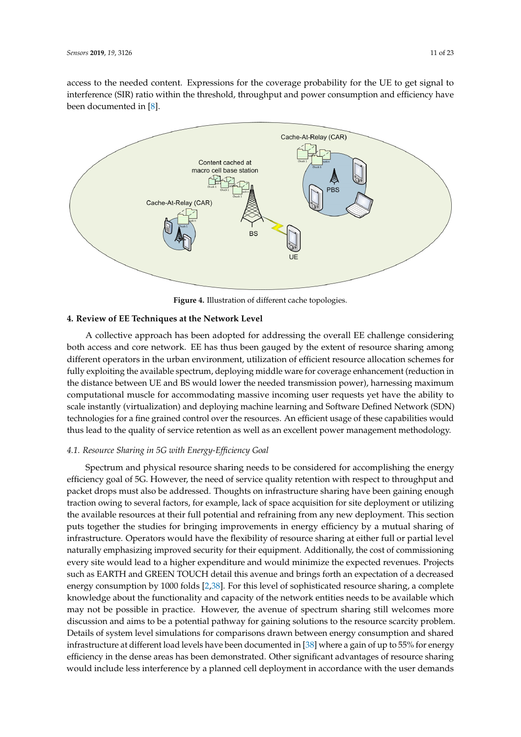access to the needed content. Expressions for the coverage probability for the UE to get signal to interference (SIR) ratio within the threshold, throughput and power consumption and efficiency have been documented in [8].

Cache-At-Relay (CAR)

Content cached at macro cell base station

PBS

Cache-At-Relay (CAR)

BS

UE

**Figure 4.** Illustration of different cache topologies.

## 4. Review of EE Techniques at the Network Level

A collective approach has been adopted for addressing the overall EE challenge considering both access and core network. EE has thus been gauged by the extent of resource sharing among different operators in the urban environment, utilization of efficient resource allocation schemes for fully exploiting the available spectrum, deploying middle ware for coverage enhancement (reduction in the distance between UE and BS would lower the needed transmission power), harnessing maximum computational muscle for accommodating massive incoming user requests yet have the ability to scale instantly (virtualization) and deploying machine learning and Software Defined Network (SDN) technologies for a fine grained control over the resources. An efficient usage of these capabilities would thus lead to the quality of service retention as well as an excellent power management methodology.

### *4.1. Resource Sharing in 5G with Energy-Efficiency Goal*

Spectrum and physical resource sharing needs to be considered for accomplishing the energy efficiency goal of 5G. However, the need of service quality retention with respect to throughput and packet drops must also be addressed. Thoughts on infrastructure sharing have been gaining enough traction owing to several factors, for example, lack of space acquisition for site deployment or utilizing the available resources at their full potential and refraining from any new deployment. This section puts together the studies for bringing improvements in energy efficiency by a mutual sharing of infrastructure. Operators would have the flexibility of resource sharing at either full or partial level naturally emphasizing improved security for their equipment. Additionally, the cost of commissioning every site would lead to a higher expenditure and would minimize the expected revenues. Projects such as EARTH and GREEN TOUCH detail this avenue and brings forth an expectation of a decreased energy consumption by 1000 folds [2,38]. For this level of sophisticated resource sharing, a complete knowledge about the functionality and capacity of the network entities needs to be available which may not be possible in practice. However, the avenue of spectrum sharing still welcomes more discussion and aims to be a potential pathway for gaining solutions to the resource scarcity problem. Details of system level simulations for comparisons drawn between energy consumption and shared infrastructure at different load levels have been documented in [38] where a gain of up to 55% for energy efficiency in the dense areas has been demonstrated. Other significant advantages of resource sharing would include less interference by a planned cell deployment in accordance with the user demands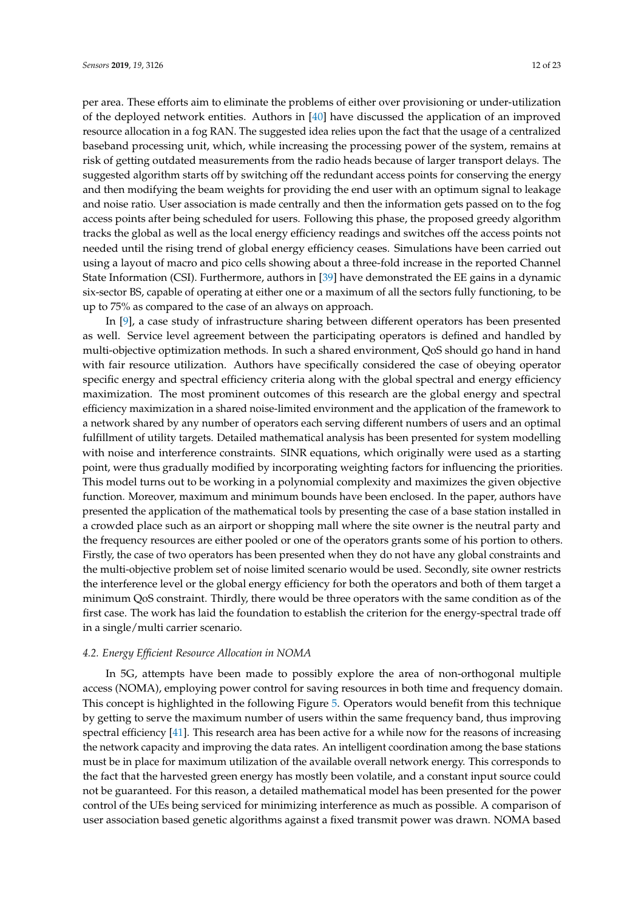per area. These efforts aim to eliminate the problems of either over provisioning or under-utilization of the deployed network entities. Authors in [40] have discussed the application of an improved resource allocation in a fog RAN. The suggested idea relies upon the fact that the usage of a centralized baseband processing unit, which, while increasing the processing power of the system, remains at risk of getting outdated measurements from the radio heads because of larger transport delays. The suggested algorithm starts off by switching off the redundant access points for conserving the energy and then modifying the beam weights for providing the end user with an optimum signal to leakage and noise ratio. User association is made centrally and then the information gets passed on to the fog access points after being scheduled for users. Following this phase, the proposed greedy algorithm tracks the global as well as the local energy efficiency readings and switches off the access points not needed until the rising trend of global energy efficiency ceases. Simulations have been carried out using a layout of macro and pico cells showing about a three-fold increase in the reported Channel State Information (CSI). Furthermore, authors in [39] have demonstrated the EE gains in a dynamic six-sector BS, capable of operating at either one or a maximum of all the sectors fully functioning, to be up to 75% as compared to the case of an always on approach.

In [9], a case study of infrastructure sharing between different operators has been presented as well. Service level agreement between the participating operators is defined and handled by multi-objective optimization methods. In such a shared environment, QoS should go hand in hand with fair resource utilization. Authors have specifically considered the case of obeying operator specific energy and spectral efficiency criteria along with the global spectral and energy efficiency maximization. The most prominent outcomes of this research are the global energy and spectral efficiency maximization in a shared noise-limited environment and the application of the framework to a network shared by any number of operators each serving different numbers of users and an optimal fulfillment of utility targets. Detailed mathematical analysis has been presented for system modelling with noise and interference constraints. SINR equations, which originally were used as a starting point, were thus gradually modified by incorporating weighting factors for influencing the priorities. This model turns out to be working in a polynomial complexity and maximizes the given objective function. Moreover, maximum and minimum bounds have been enclosed. In the paper, authors have presented the application of the mathematical tools by presenting the case of a base station installed in a crowded place such as an airport or shopping mall where the site owner is the neutral party and the frequency resources are either pooled or one of the operators grants some of his portion to others. Firstly, the case of two operators has been presented when they do not have any global constraints and the multi-objective problem set of noise limited scenario would be used. Secondly, site owner restricts the interference level or the global energy efficiency for both the operators and both of them target a minimum QoS constraint. Thirdly, there would be three operators with the same condition as of the first case. The work has laid the foundation to establish the criterion for the energy-spectral trade off in a single/multi carrier scenario.

### *4.2. Energy Efficient Resource Allocation in NOMA*

In 5G, attempts have been made to possibly explore the area of non-orthogonal multiple access (NOMA), employing power control for saving resources in both time and frequency domain. This concept is highlighted in the following Figure 5. Operators would benefit from this technique by getting to serve the maximum number of users within the same frequency band, thus improving spectral efficiency [41]. This research area has been active for a while now for the reasons of increasing the network capacity and improving the data rates. An intelligent coordination among the base stations must be in place for maximum utilization of the available overall network energy. This corresponds to the fact that the harvested green energy has mostly been volatile, and a constant input source could not be guaranteed. For this reason, a detailed mathematical model has been presented for the power control of the UEs being serviced for minimizing interference as much as possible. A comparison of user association based genetic algorithms against a fixed transmit power was drawn. NOMA based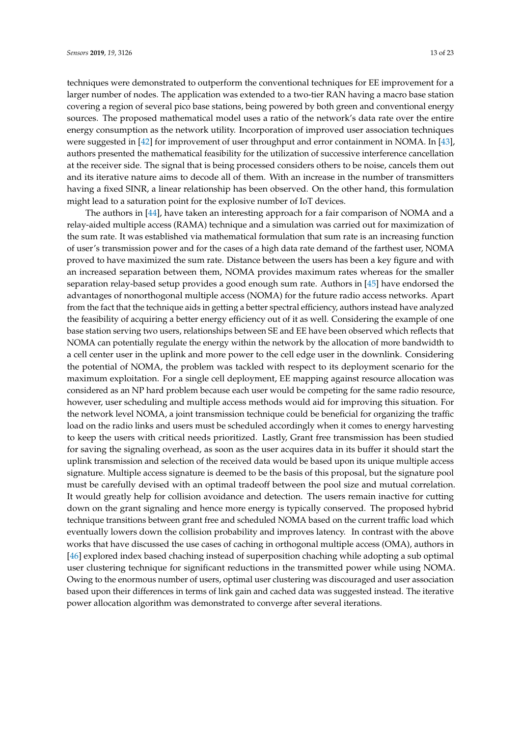techniques were demonstrated to outperform the conventional techniques for EE improvement for a larger number of nodes. The application was extended to a two-tier RAN having a macro base station covering a region of several pico base stations, being powered by both green and conventional energy sources. The proposed mathematical model uses a ratio of the network's data rate over the entire energy consumption as the network utility. Incorporation of improved user association techniques were suggested in [42] for improvement of user throughput and error containment in NOMA. In [43], authors presented the mathematical feasibility for the utilization of successive interference cancellation at the receiver side. The signal that is being processed considers others to be noise, cancels them out and its iterative nature aims to decode all of them. With an increase in the number of transmitters having a fixed SINR, a linear relationship has been observed. On the other hand, this formulation might lead to a saturation point for the explosive number of IoT devices.

The authors in [44], have taken an interesting approach for a fair comparison of NOMA and a relay-aided multiple access (RAMA) technique and a simulation was carried out for maximization of the sum rate. It was established via mathematical formulation that sum rate is an increasing function of user's transmission power and for the cases of a high data rate demand of the farthest user, NOMA proved to have maximized the sum rate. Distance between the users has been a key figure and with an increased separation between them, NOMA provides maximum rates whereas for the smaller separation relay-based setup provides a good enough sum rate. Authors in [45] have endorsed the advantages of nonorthogonal multiple access (NOMA) for the future radio access networks. Apart from the fact that the technique aids in getting a better spectral efficiency, authors instead have analyzed the feasibility of acquiring a better energy efficiency out of it as well. Considering the example of one base station serving two users, relationships between SE and EE have been observed which reflects that NOMA can potentially regulate the energy within the network by the allocation of more bandwidth to a cell center user in the uplink and more power to the cell edge user in the downlink. Considering the potential of NOMA, the problem was tackled with respect to its deployment scenario for the maximum exploitation. For a single cell deployment, EE mapping against resource allocation was considered as an NP hard problem because each user would be competing for the same radio resource, however, user scheduling and multiple access methods would aid for improving this situation. For the network level NOMA, a joint transmission technique could be beneficial for organizing the traffic load on the radio links and users must be scheduled accordingly when it comes to energy harvesting to keep the users with critical needs prioritized. Lastly, Grant free transmission has been studied for saving the signaling overhead, as soon as the user acquires data in its buffer it should start the uplink transmission and selection of the received data would be based upon its unique multiple access signature. Multiple access signature is deemed to be the basis of this proposal, but the signature pool must be carefully devised with an optimal tradeoff between the pool size and mutual correlation. It would greatly help for collision avoidance and detection. The users remain inactive for cutting down on the grant signaling and hence more energy is typically conserved. The proposed hybrid technique transitions between grant free and scheduled NOMA based on the current traffic load which eventually lowers down the collision probability and improves latency. In contrast with the above works that have discussed the use cases of caching in orthogonal multiple access (OMA), authors in [46] explored index based chaching instead of superposition chaching while adopting a sub optimal user clustering technique for significant reductions in the transmitted power while using NOMA. Owing to the enormous number of users, optimal user clustering was discouraged and user association based upon their differences in terms of link gain and cached data was suggested instead. The iterative power allocation algorithm was demonstrated to converge after several iterations.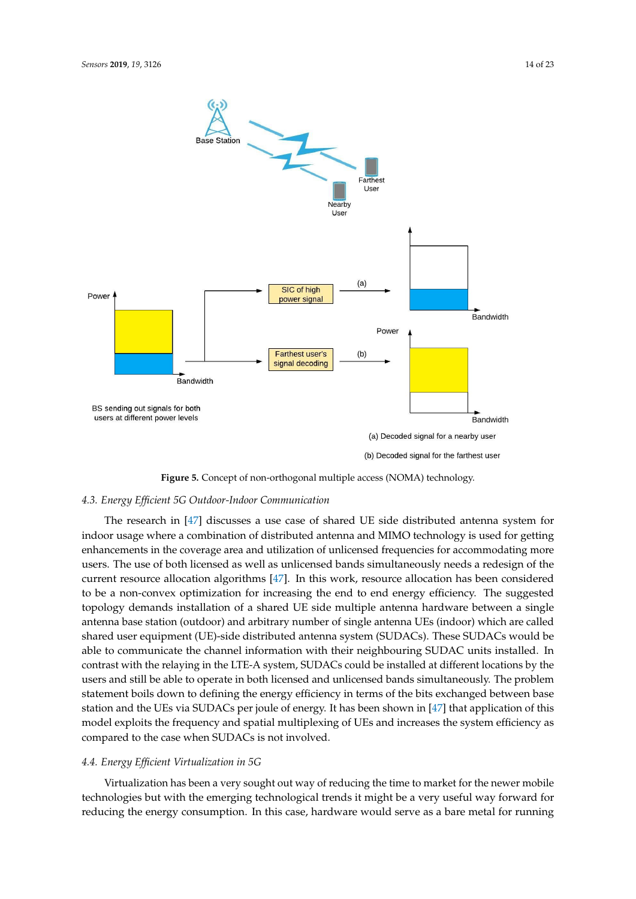**Figure 5.** Concept of non-orthogonal multiple access (NOMA) technology.

### 4.3. *Energy Efficient 5G Outdoor-Indoor Communication*

The research in [47] discusses a use case of shared UE side distributed antenna system for indoor usage where a combination of distributed antenna and MIMO technology is used for getting enhancements in the coverage area and utilization of unlicensed frequencies for accommodating more users. The use of both licensed as well as unlicensed bands simultaneously needs a redesign of the current resource allocation algorithms [47]. In this work, resource allocation has been considered to be a non-convex optimization for increasing the end to end energy efficiency. The suggested topology demands installation of a shared UE side multiple antenna hardware between a single antenna base station (outdoor) and arbitrary number of single antenna UEs (indoor) which are called shared user equipment (UE)-side distributed antenna system (SUDACs). These SUDACs would be able to communicate the channel information with their neighbouring SUDAC units installed. In contrast with the relaying in the LTE-A system, SUDACs could be installed at different locations by the users and still be able to operate in both licensed and unlicensed bands simultaneously. The problem statement boils down to defining the energy efficiency in terms of the bits exchanged between base station and the UEs via SUDACs per joule of energy. It has been shown in [47] that application of this model exploits the frequency and spatial multiplexing of UEs and increases the system efficiency as compared to the case when SUDACs is not involved.

### 4.4. *Energy Efficient Virtualization in 5G*

Virtualization has been a very sought out way of reducing the time to market for the newer mobile technologies but with the emerging technological trends it might be a very useful way forward for reducing the energy consumption. In this case, hardware would serve as a bare metal for running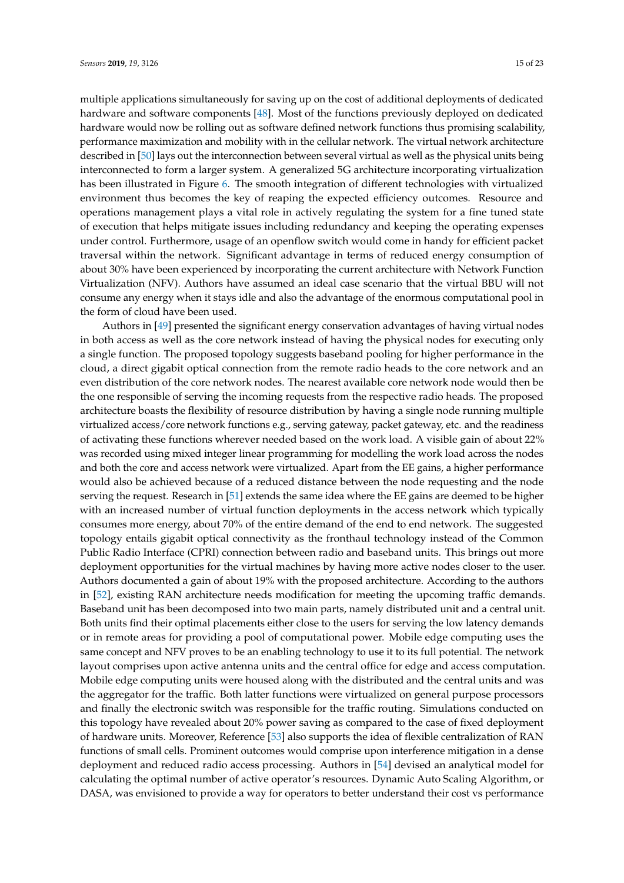multiple applications simultaneously for saving up on the cost of additional deployments of dedicated hardware and software components [48]. Most of the functions previously deployed on dedicated hardware would now be rolling out as software defined network functions thus promising scalability, performance maximization and mobility with in the cellular network. The virtual network architecture described in [50] lays out the interconnection between several virtual as well as the physical units being interconnected to form a larger system. A generalized 5G architecture incorporating virtualization has been illustrated in Figure 6. The smooth integration of different technologies with virtualized environment thus becomes the key of reaping the expected efficiency outcomes. Resource and operations management plays a vital role in actively regulating the system for a fine tuned state of execution that helps mitigate issues including redundancy and keeping the operating expenses under control. Furthermore, usage of an openflow switch would come in handy for efficient packet traversal within the network. Significant advantage in terms of reduced energy consumption of about 30% have been experienced by incorporating the current architecture with Network Function Virtualization (NFV). Authors have assumed an ideal case scenario that the virtual BBU will not consume any energy when it stays idle and also the advantage of the enormous computational pool in the form of cloud have been used.

Authors in [49] presented the significant energy conservation advantages of having virtual nodes in both access as well as the core network instead of having the physical nodes for executing only a single function. The proposed topology suggests baseband pooling for higher performance in the cloud, a direct gigabit optical connection from the remote radio heads to the core network and an even distribution of the core network nodes. The nearest available core network node would then be the one responsible of serving the incoming requests from the respective radio heads. The proposed architecture boasts the flexibility of resource distribution by having a single node running multiple virtualized access/core network functions e.g., serving gateway, packet gateway, etc. and the readiness of activating these functions wherever needed based on the work load. A visible gain of about 22% was recorded using mixed integer linear programming for modelling the work load across the nodes and both the core and access network were virtualized. Apart from the EE gains, a higher performance would also be achieved because of a reduced distance between the node requesting and the node serving the request. Research in [51] extends the same idea where the EE gains are deemed to be higher with an increased number of virtual function deployments in the access network which typically consumes more energy, about 70% of the entire demand of the end to end network. The suggested topology entails gigabit optical connectivity as the fronthaul technology instead of the Common Public Radio Interface (CPRI) connection between radio and baseband units. This brings out more deployment opportunities for the virtual machines by having more active nodes closer to the user. Authors documented a gain of about 19% with the proposed architecture. According to the authors in [52], existing RAN architecture needs modification for meeting the upcoming traffic demands. Baseband unit has been decomposed into two main parts, namely distributed unit and a central unit. Both units find their optimal placements either close to the users for serving the low latency demands or in remote areas for providing a pool of computational power. Mobile edge computing uses the same concept and NFV proves to be an enabling technology to use it to its full potential. The network layout comprises upon active antenna units and the central office for edge and access computation. Mobile edge computing units were housed along with the distributed and the central units and was the aggregator for the traffic. Both latter functions were virtualized on general purpose processors and finally the electronic switch was responsible for the traffic routing. Simulations conducted on this topology have revealed about 20% power saving as compared to the case of fixed deployment of hardware units. Moreover, Reference [53] also supports the idea of flexible centralization of RAN functions of small cells. Prominent outcomes would comprise upon interference mitigation in a dense deployment and reduced radio access processing. Authors in [54] devised an analytical model for calculating the optimal number of active operator's resources. Dynamic Auto Scaling Algorithm, or DASA, was envisioned to provide a way for operators to better understand their cost vs performance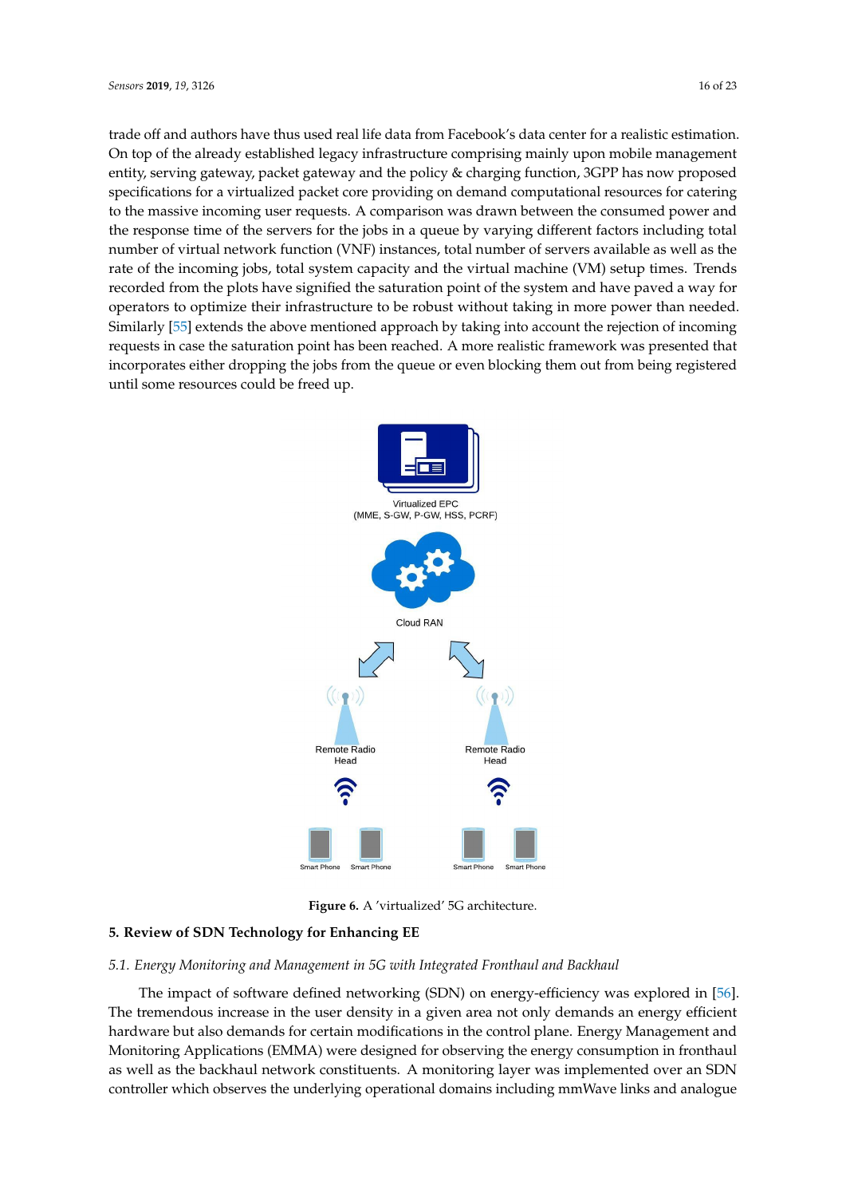trade off and authors have thus used real life data from Facebook's data center for a realistic estimation. On top of the already established legacy infrastructure comprising mainly upon mobile management entity, serving gateway, packet gateway and the policy & charging function, 3GPP has now proposed specifications for a virtualized packet core providing on demand computational resources for catering to the massive incoming user requests. A comparison was drawn between the consumed power and the response time of the servers for the jobs in a queue by varying different factors including total number of virtual network function (VNF) instances, total number of servers available as well as the rate of the incoming jobs, total system capacity and the virtual machine (VM) setup times. Trends recorded from the plots have signified the saturation point of the system and have paved a way for operators to optimize their infrastructure to be robust without taking in more power than needed. Similarly [55] extends the above mentioned approach by taking into account the rejection of incoming requests in case the saturation point has been reached. A more realistic framework was presented that incorporates either dropping the jobs from the queue or even blocking them out from being registered until some resources could be freed up.

**Figure 6.** A 'virtualized' 5G architecture.

## 5. Review of SDN Technology for Enhancing EE

### *5.1. Energy Monitoring and Management in 5G with Integrated Fronthaul and Backhaul*

The impact of software defined networking (SDN) on energy-efficiency was explored in [56]. The tremendous increase in the user density in a given area not only demands an energy efficient hardware but also demands for certain modifications in the control plane. Energy Management and Monitoring Applications (EMMA) were designed for observing the energy consumption in fronthaul as well as the backhaul network constituents. A monitoring layer was implemented over an SDN controller which observes the underlying operational domains including mmWave links and analogue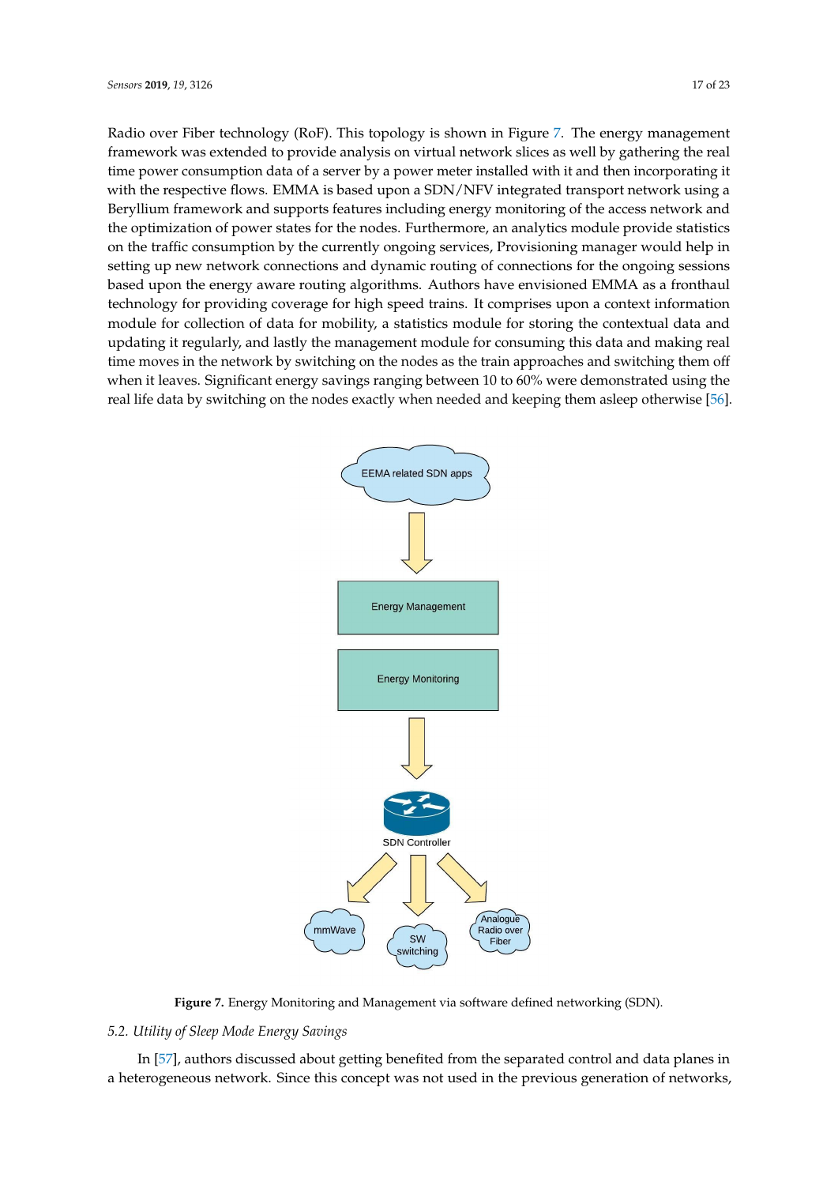Radio over Fiber technology (RoF). This topology is shown in Figure 7. The energy management framework was extended to provide analysis on virtual network slices as well by gathering the real time power consumption data of a server by a power meter installed with it and then incorporating it with the respective flows. EMMA is based upon a SDN/NFV integrated transport network using a Beryllium framework and supports features including energy monitoring of the access network and the optimization of power states for the nodes. Furthermore, an analytics module provide statistics on the traffic consumption by the currently ongoing services, Provisioning manager would help in setting up new network connections and dynamic routing of connections for the ongoing sessions based upon the energy aware routing algorithms. Authors have envisioned EMMA as a fronthaul technology for providing coverage for high speed trains. It comprises upon a context information module for collection of data for mobility, a statistics module for storing the contextual data and updating it regularly, and lastly the management module for consuming this data and making real time moves in the network by switching on the nodes as the train approaches and switching them off when it leaves. Significant energy savings ranging between 10 to 60% were demonstrated using the real life data by switching on the nodes exactly when needed and keeping them asleep otherwise [56].

**Figure 7.** Energy Monitoring and Management via software defined networking (SDN).

## 5.2. Utility of Sleep Mode Energy Savings

In [57], authors discussed about getting benefited from the separated control and data planes in a heterogeneous network. Since this concept was not used in the previous generation of networks,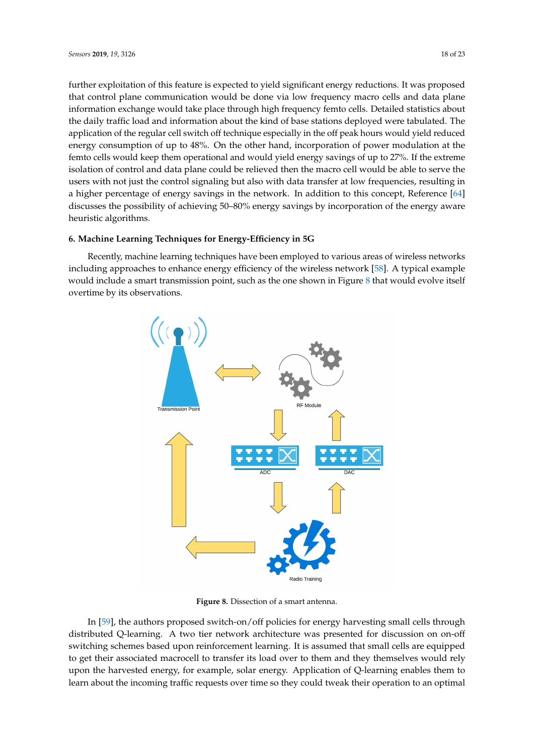further exploitation of this feature is expected to yield significant energy reductions. It was proposed that control plane communication would be done via low frequency macro cells and data plane information exchange would take place through high frequency femto cells. Detailed statistics about the daily traffic load and information about the kind of base stations deployed were tabulated. The application of the regular cell switch off technique especially in the off peak hours would yield reduced energy consumption of up to 48%. On the other hand, incorporation of power modulation at the femto cells would keep them operational and would yield energy savings of up to 27%. If the extreme isolation of control and data plane could be relieved then the macro cell would be able to serve the users with not just the control signaling but also with data transfer at low frequencies, resulting in a higher percentage of energy savings in the network. In addition to this concept, Reference [64] discusses the possibility of achieving 50–80% energy savings by incorporation of the energy aware heuristic algorithms.

## 6. Machine Learning Techniques for Energy-Efficiency in 5G

Recently, machine learning techniques have been employed to various areas of wireless networks including approaches to enhance energy efficiency of the wireless network [58]. A typical example would include a smart transmission point, such as the one shown in Figure 8 that would evolve itself overtime by its observations.

**Figure 8.** Dissection of a smart antenna.

In [59], the authors proposed switch-on/off policies for energy harvesting small cells through distributed Q-learning. A two tier network architecture was presented for discussion on on-off switching schemes based upon reinforcement learning. It is assumed that small cells are equipped to get their associated macrocell to transfer its load over to them and they themselves would rely upon the harvested energy, for example, solar energy. Application of Q-learning enables them to learn about the incoming traffic requests over time so they could tweak their operation to an optimal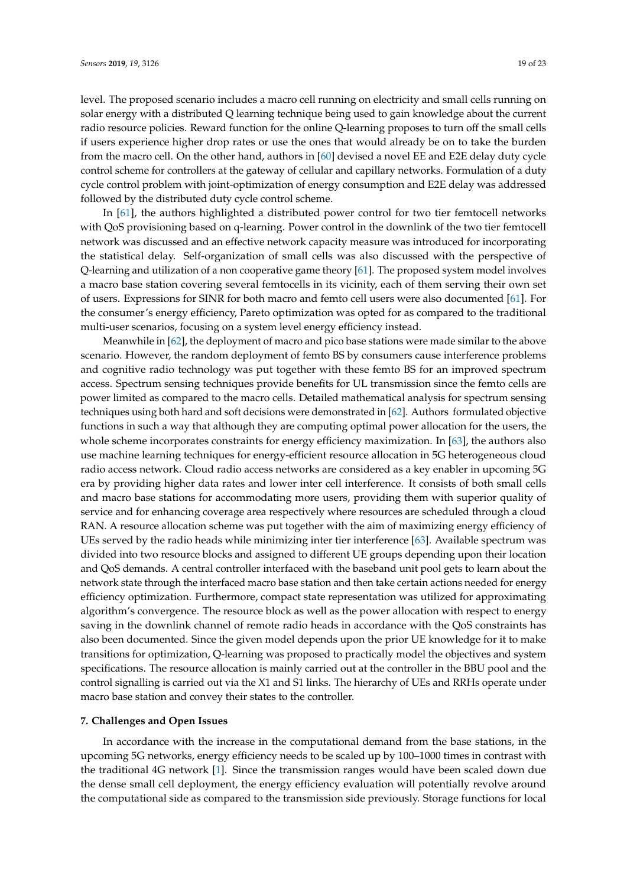level. The proposed scenario includes a macro cell running on electricity and small cells running on solar energy with a distributed Q learning technique being used to gain knowledge about the current radio resource policies. Reward function for the online Q-learning proposes to turn off the small cells if users experience higher drop rates or use the ones that would already be on to take the burden from the macro cell. On the other hand, authors in [60] devised a novel EE and E2E delay duty cycle control scheme for controllers at the gateway of cellular and capillary networks. Formulation of a duty cycle control problem with joint-optimization of energy consumption and E2E delay was addressed followed by the distributed duty cycle control scheme.

In [61], the authors highlighted a distributed power control for two tier femtocell networks with QoS provisioning based on q-learning. Power control in the downlink of the two tier femtocell network was discussed and an effective network capacity measure was introduced for incorporating the statistical delay. Self-organization of small cells was also discussed with the perspective of Q-learning and utilization of a non cooperative game theory [61]. The proposed system model involves a macro base station covering several femtocells in its vicinity, each of them serving their own set of users. Expressions for SINR for both macro and femto cell users were also documented [61]. For the consumer's energy efficiency, Pareto optimization was opted for as compared to the traditional multi-user scenarios, focusing on a system level energy efficiency instead.

Meanwhile in [62], the deployment of macro and pico base stations were made similar to the above scenario. However, the random deployment of femto BS by consumers cause interference problems and cognitive radio technology was put together with these femto BS for an improved spectrum access. Spectrum sensing techniques provide benefits for UL transmission since the femto cells are power limited as compared to the macro cells. Detailed mathematical analysis for spectrum sensing techniques using both hard and soft decisions were demonstrated in [62]. Authors formulated objective functions in such a way that although they are computing optimal power allocation for the users, the whole scheme incorporates constraints for energy efficiency maximization. In [63], the authors also use machine learning techniques for energy-efficient resource allocation in 5G heterogeneous cloud radio access network. Cloud radio access networks are considered as a key enabler in upcoming 5G era by providing higher data rates and lower inter cell interference. It consists of both small cells and macro base stations for accommodating more users, providing them with superior quality of service and for enhancing coverage area respectively where resources are scheduled through a cloud RAN. A resource allocation scheme was put together with the aim of maximizing energy efficiency of UEs served by the radio heads while minimizing inter tier interference [63]. Available spectrum was divided into two resource blocks and assigned to different UE groups depending upon their location and QoS demands. A central controller interfaced with the baseband unit pool gets to learn about the network state through the interfaced macro base station and then take certain actions needed for energy efficiency optimization. Furthermore, compact state representation was utilized for approximating algorithm's convergence. The resource block as well as the power allocation with respect to energy saving in the downlink channel of remote radio heads in accordance with the QoS constraints has also been documented. Since the given model depends upon the prior UE knowledge for it to make transitions for optimization, Q-learning was proposed to practically model the objectives and system specifications. The resource allocation is mainly carried out at the controller in the BBU pool and the control signalling is carried out via the X1 and S1 links. The hierarchy of UEs and RRHs operate under macro base station and convey their states to the controller.

## 7. Challenges and Open Issues

In accordance with the increase in the computational demand from the base stations, in the upcoming 5G networks, energy efficiency needs to be scaled up by 100–1000 times in contrast with the traditional 4G network [1]. Since the transmission ranges would have been scaled down due the dense small cell deployment, the energy efficiency evaluation will potentially revolve around the computational side as compared to the transmission side previously. Storage functions for local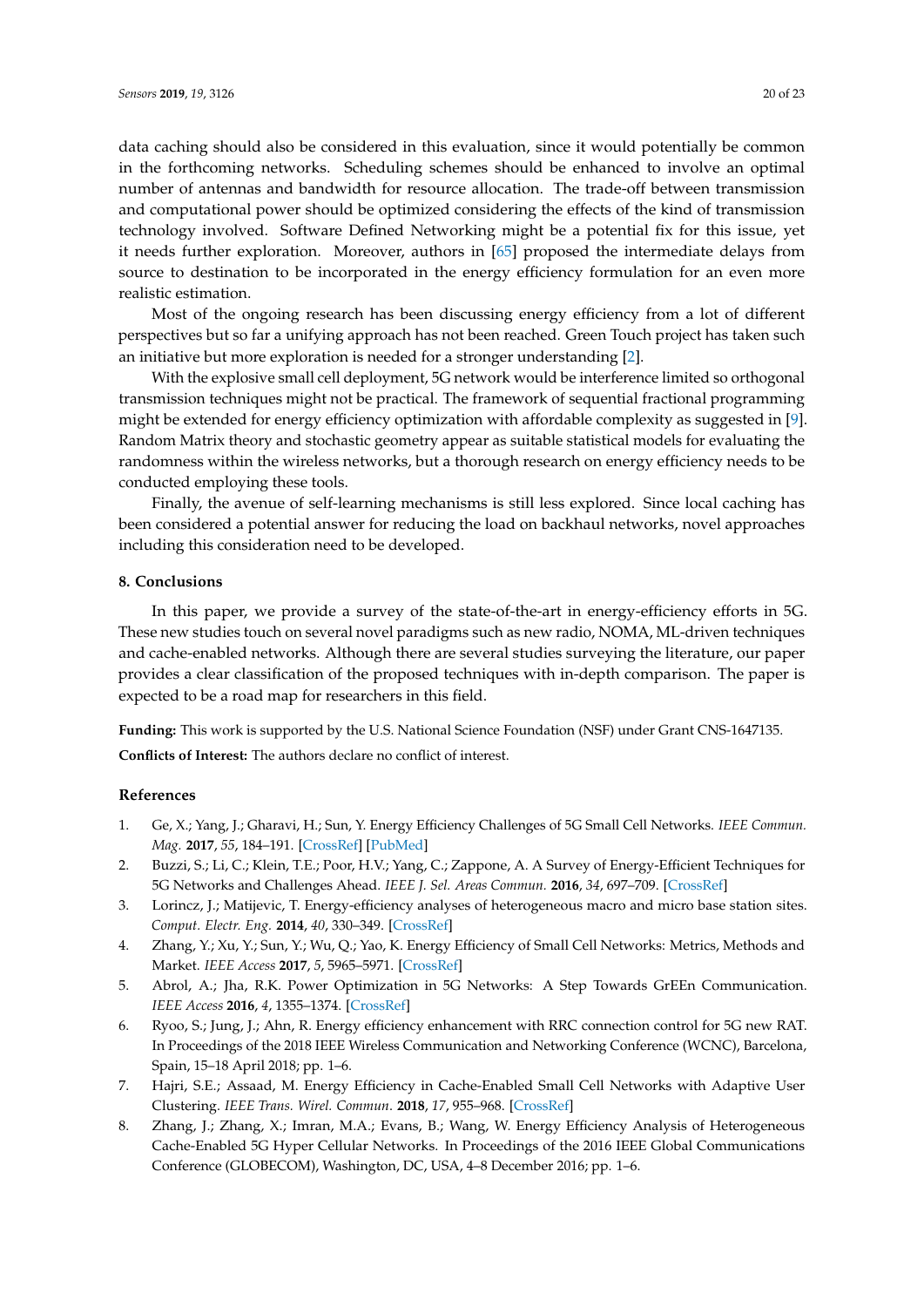data caching should also be considered in this evaluation, since it would potentially be common in the forthcoming networks. Scheduling schemes should be enhanced to involve an optimal number of antennas and bandwidth for resource allocation. The trade-off between transmission and computational power should be optimized considering the effects of the kind of transmission technology involved. Software Defined Networking might be a potential fix for this issue, yet it needs further exploration. Moreover, authors in [65] proposed the intermediate delays from source to destination to be incorporated in the energy efficiency formulation for an even more realistic estimation.

Most of the ongoing research has been discussing energy efficiency from a lot of different perspectives but so far a unifying approach has not been reached. Green Touch project has taken such an initiative but more exploration is needed for a stronger understanding [2].

With the explosive small cell deployment, 5G network would be interference limited so orthogonal transmission techniques might not be practical. The framework of sequential fractional programming might be extended for energy efficiency optimization with affordable complexity as suggested in [9]. Random Matrix theory and stochastic geometry appear as suitable statistical models for evaluating the randomness within the wireless networks, but a thorough research on energy efficiency needs to be conducted employing these tools.

Finally, the avenue of self-learning mechanisms is still less explored. Since local caching has been considered a potential answer for reducing the load on backhaul networks, novel approaches including this consideration need to be developed.

## 8. Conclusions

In this paper, we provide a survey of the state-of-the-art in energy-efficiency efforts in 5G. These new studies touch on several novel paradigms such as new radio, NOMA, ML-driven techniques and cache-enabled networks. Although there are several studies surveying the literature, our paper provides a clear classification of the proposed techniques with in-depth comparison. The paper is expected to be a road map for researchers in this field.

**Funding:** This work is supported by the U.S. National Science Foundation (NSF) under Grant CNS-1647135.

**Conflicts of Interest:** The authors declare no conflict of interest.

## References

1. Ge, X.; Yang, J.; Gharavi, H.; Sun, Y. Energy Efficiency Challenges of 5G Small Cell Networks. *IEEE Commun. Mag.* **2017**, *55*, 184–191. [CrossRef] [PubMed]
2. Buzzi, S.; Li, C.; Klein, T.E.; Poor, H.V.; Yang, C.; Zappone, A. A Survey of Energy-Efficient Techniques for 5G Networks and Challenges Ahead. *IEEE J. Sel. Areas Commun.* **2016**, *34*, 697–709. [CrossRef]
3. Lorincz, J.; Matijevic, T. Energy-efficiency analyses of heterogeneous macro and micro base station sites. *Comput. Electr. Eng.* **2014**, *40*, 330–349. [CrossRef]
4. Zhang, Y.; Xu, Y.; Sun, Y.; Wu, Q.; Yao, K. Energy Efficiency of Small Cell Networks: Metrics, Methods and Market. *IEEE Access* **2017**, *5*, 5965–5971. [CrossRef]
5. Abrol, A.; Jha, R.K. Power Optimization in 5G Networks: A Step Towards GrEEn Communication. *IEEE Access* **2016**, *4*, 1355–1374. [CrossRef]
6. Ryoo, S.; Jung, J.; Ahn, R. Energy efficiency enhancement with RRC connection control for 5G new RAT. In Proceedings of the 2018 IEEE Wireless Communication and Networking Conference (WCNC), Barcelona, Spain, 15–18 April 2018; pp. 1–6.
7. Hajri, S.E.; Assaad, M. Energy Efficiency in Cache-Enabled Small Cell Networks with Adaptive User Clustering. *IEEE Trans. Wirel. Commun.* **2018**, *17*, 955–968. [CrossRef]
8. Zhang, J.; Zhang, X.; Imran, M.A.; Evans, B.; Wang, W. Energy Efficiency Analysis of Heterogeneous Cache-Enabled 5G Hyper Cellular Networks. In Proceedings of the 2016 IEEE Global Communications Conference (GLOBECOM), Washington, DC, USA, 4–8 December 2016; pp. 1–6.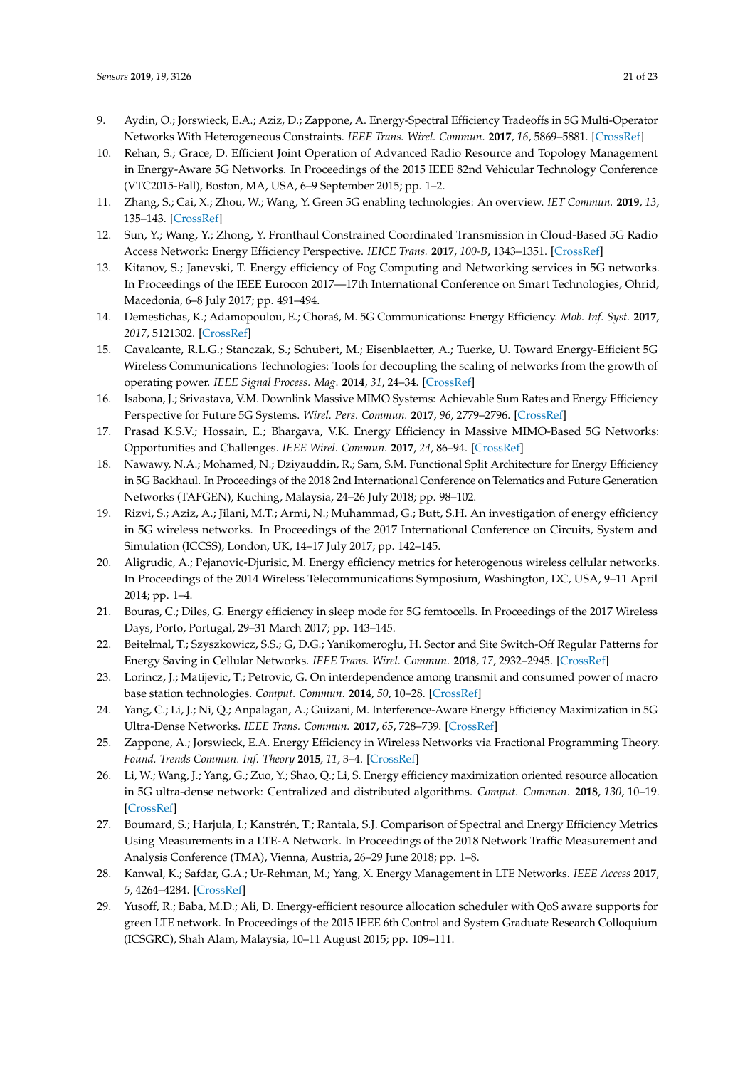9. Aydin, O.; Jorswieck, E.A.; Aziz, D.; Zappone, A. Energy-Spectral Efficiency Tradeoffs in 5G Multi-Operator Networks With Heterogeneous Constraints. *IEEE Trans. Wirel. Commun.* **2017**, *16*, 5869–5881. [CrossRef]
10. Rehan, S.; Grace, D. Efficient Joint Operation of Advanced Radio Resource and Topology Management in Energy-Aware 5G Networks. In Proceedings of the 2015 IEEE 82nd Vehicular Technology Conference (VTC2015-Fall), Boston, MA, USA, 6–9 September 2015; pp. 1–2.
11. Zhang, S.; Cai, X.; Zhou, W.; Wang, Y. Green 5G enabling technologies: An overview. *IET Commun.* **2019**, *13*, 135–143. [CrossRef]
12. Sun, Y.; Wang, Y.; Zhong, Y. Fronthaul Constrained Coordinated Transmission in Cloud-Based 5G Radio Access Network: Energy Efficiency Perspective. *IEICE Trans.* **2017**, *100-B*, 1343–1351. [CrossRef]
13. Kitanov, S.; Janevski, T. Energy efficiency of Fog Computing and Networking services in 5G networks. In Proceedings of the IEEE Eurocon 2017—17th International Conference on Smart Technologies, Ohrid, Macedonia, 6–8 July 2017; pp. 491–494.
14. Demestichas, K.; Adamopoulou, E.; Choraś, M. 5G Communications: Energy Efficiency. *Mob. Inf. Syst.* **2017**, *2017*, 5121302. [CrossRef]
15. Cavalcante, R.L.G.; Stanczak, S.; Schubert, M.; Eisenblaetter, A.; Tuerke, U. Toward Energy-Efficient 5G Wireless Communications Technologies: Tools for decoupling the scaling of networks from the growth of operating power. *IEEE Signal Process. Mag.* **2014**, *31*, 24–34. [CrossRef]
16. Isabona, J.; Srivastava, V.M. Downlink Massive MIMO Systems: Achievable Sum Rates and Energy Efficiency Perspective for Future 5G Systems. *Wirel. Pers. Commun.* **2017**, *96*, 2779–2796. [CrossRef]
17. Prasad K.S.V.; Hossain, E.; Bhargava, V.K. Energy Efficiency in Massive MIMO-Based 5G Networks: Opportunities and Challenges. *IEEE Wirel. Commun.* **2017**, *24*, 86–94. [CrossRef]
18. Nawawy, N.A.; Mohamed, N.; Dziyauddin, R.; Sam, S.M. Functional Split Architecture for Energy Efficiency in 5G Backhaul. In Proceedings of the 2018 2nd International Conference on Telematics and Future Generation Networks (TAFGEN), Kuching, Malaysia, 24–26 July 2018; pp. 98–102.
19. Rizvi, S.; Aziz, A.; Jilani, M.T.; Armi, N.; Muhammad, G.; Butt, S.H. An investigation of energy efficiency in 5G wireless networks. In Proceedings of the 2017 International Conference on Circuits, System and Simulation (ICCSS), London, UK, 14–17 July 2017; pp. 142–145.
20. Aligrudic, A.; Pejanovic-Djurisic, M. Energy efficiency metrics for heterogenous wireless cellular networks. In Proceedings of the 2014 Wireless Telecommunications Symposium, Washington, DC, USA, 9–11 April 2014; pp. 1–4.
21. Bouras, C.; Diles, G. Energy efficiency in sleep mode for 5G femtocells. In Proceedings of the 2017 Wireless Days, Porto, Portugal, 29–31 March 2017; pp. 143–145.
22. Beitelmal, T.; Szyszkowicz, S.S.; G, D.G.; Yanikomeroglu, H. Sector and Site Switch-Off Regular Patterns for Energy Saving in Cellular Networks. *IEEE Trans. Wirel. Commun.* **2018**, *17*, 2932–2945. [CrossRef]
23. Lorincz, J.; Matijevic, T.; Petrovic, G. On interdependence among transmit and consumed power of macro base station technologies. *Comput. Commun.* **2014**, *50*, 10–28. [CrossRef]
24. Yang, C.; Li, J.; Ni, Q.; Anpalagan, A.; Guizani, M. Interference-Aware Energy Efficiency Maximization in 5G Ultra-Dense Networks. *IEEE Trans. Commun.* **2017**, *65*, 728–739. [CrossRef]
25. Zappone, A.; Jorswieck, E.A. Energy Efficiency in Wireless Networks via Fractional Programming Theory. *Found. Trends Commun. Inf. Theory* **2015**, *11*, 3–4. [CrossRef]
26. Li, W.; Wang, J.; Yang, G.; Zuo, Y.; Shao, Q.; Li, S. Energy efficiency maximization oriented resource allocation in 5G ultra-dense network: Centralized and distributed algorithms. *Comput. Commun.* **2018**, *130*, 10–19. [CrossRef]
27. Boumard, S.; Harjula, I.; Kanstrén, T.; Rantala, S.J. Comparison of Spectral and Energy Efficiency Metrics Using Measurements in a LTE-A Network. In Proceedings of the 2018 Network Traffic Measurement and Analysis Conference (TMA), Vienna, Austria, 26–29 June 2018; pp. 1–8.
28. Kanwal, K.; Safdar, G.A.; Ur-Rehman, M.; Yang, X. Energy Management in LTE Networks. *IEEE Access* **2017**, *5*, 4264–4284. [CrossRef]
29. Yusoff, R.; Baba, M.D.; Ali, D. Energy-efficient resource allocation scheduler with QoS aware supports for green LTE network. In Proceedings of the 2015 IEEE 6th Control and System Graduate Research Colloquium (ICSGRC), Shah Alam, Malaysia, 10–11 August 2015; pp. 109–111.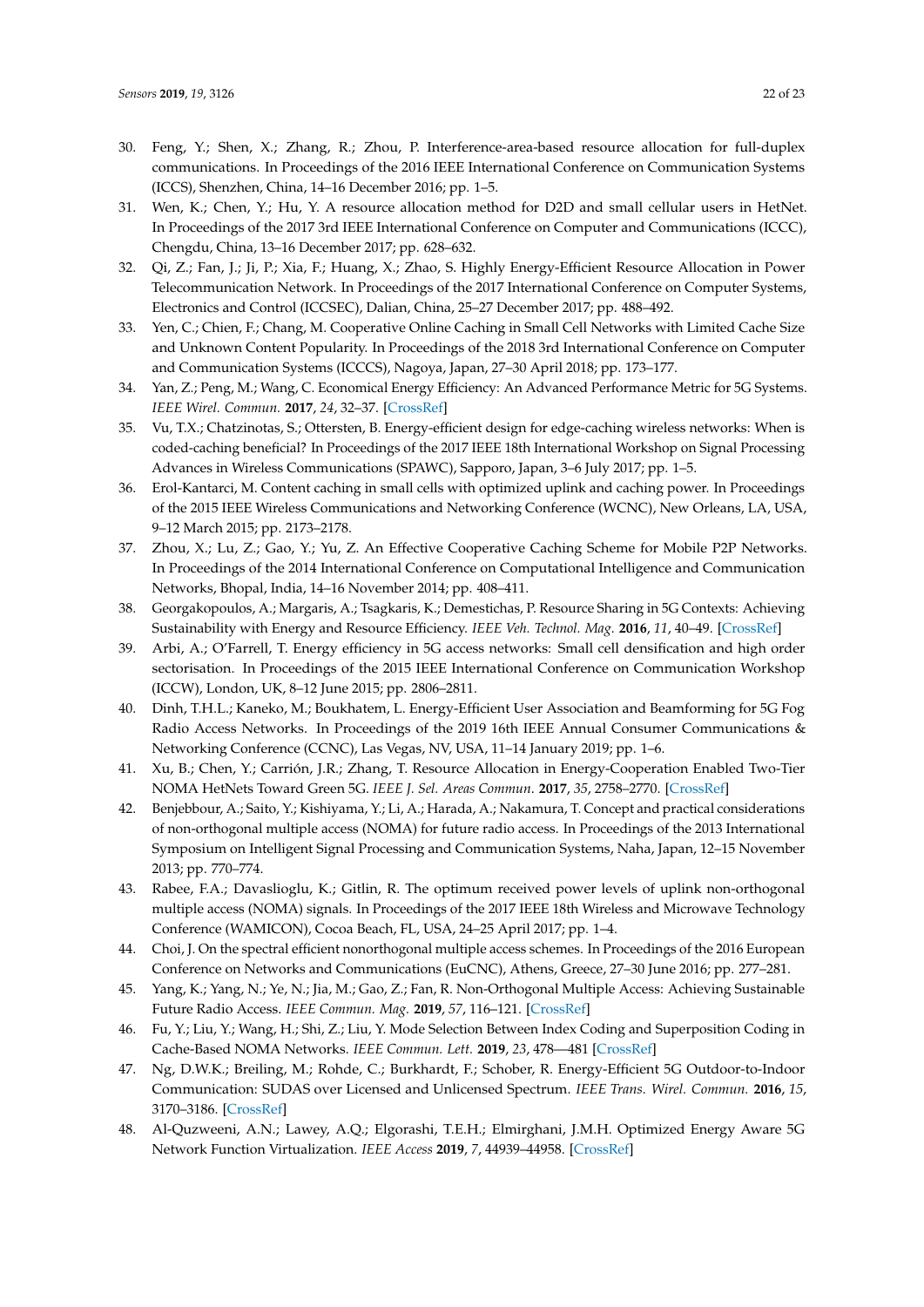30. Feng, Y.; Shen, X.; Zhang, R.; Zhou, P. Interference-area-based resource allocation for full-duplex communications. In Proceedings of the 2016 IEEE International Conference on Communication Systems (ICCS), Shenzhen, China, 14–16 December 2016; pp. 1–5.
31. Wen, K.; Chen, Y.; Hu, Y. A resource allocation method for D2D and small cellular users in HetNet. In Proceedings of the 2017 3rd IEEE International Conference on Computer and Communications (ICCC), Chengdu, China, 13–16 December 2017; pp. 628–632.
32. Qi, Z.; Fan, J.; Ji, P.; Xia, F.; Huang, X.; Zhao, S. Highly Energy-Efficient Resource Allocation in Power Telecommunication Network. In Proceedings of the 2017 International Conference on Computer Systems, Electronics and Control (ICCSEC), Dalian, China, 25–27 December 2017; pp. 488–492.
33. Yen, C.; Chien, F.; Chang, M. Cooperative Online Caching in Small Cell Networks with Limited Cache Size and Unknown Content Popularity. In Proceedings of the 2018 3rd International Conference on Computer and Communication Systems (ICCCS), Nagoya, Japan, 27–30 April 2018; pp. 173–177.
34. Yan, Z.; Peng, M.; Wang, C. Economical Energy Efficiency: An Advanced Performance Metric for 5G Systems. *IEEE Wirel. Commun.* **2017**, *24*, 32–37. [CrossRef]
35. Vu, T.X.; Chatzinotas, S.; Ottersten, B. Energy-efficient design for edge-caching wireless networks: When is coded-caching beneficial? In Proceedings of the 2017 IEEE 18th International Workshop on Signal Processing Advances in Wireless Communications (SPAWC), Sapporo, Japan, 3–6 July 2017; pp. 1–5.
36. Erol-Kantarci, M. Content caching in small cells with optimized uplink and caching power. In Proceedings of the 2015 IEEE Wireless Communications and Networking Conference (WCNC), New Orleans, LA, USA, 9–12 March 2015; pp. 2173–2178.
37. Zhou, X.; Lu, Z.; Gao, Y.; Yu, Z. An Effective Cooperative Caching Scheme for Mobile P2P Networks. In Proceedings of the 2014 International Conference on Computational Intelligence and Communication Networks, Bhopal, India, 14–16 November 2014; pp. 408–411.
38. Georgakopoulos, A.; Margaris, A.; Tsagkaris, K.; Demestichas, P. Resource Sharing in 5G Contexts: Achieving Sustainability with Energy and Resource Efficiency. *IEEE Veh. Technol. Mag.* **2016**, *11*, 40–49. [CrossRef]
39. Arbi, A.; O'Farrell, T. Energy efficiency in 5G access networks: Small cell densification and high order sectorisation. In Proceedings of the 2015 IEEE International Conference on Communication Workshop (ICCW), London, UK, 8–12 June 2015; pp. 2806–2811.
40. Dinh, T.H.L.; Kaneko, M.; Boukhatem, L. Energy-Efficient User Association and Beamforming for 5G Fog Radio Access Networks. In Proceedings of the 2019 16th IEEE Annual Consumer Communications & Networking Conference (CCNC), Las Vegas, NV, USA, 11–14 January 2019; pp. 1–6.
41. Xu, B.; Chen, Y.; Carrión, J.R.; Zhang, T. Resource Allocation in Energy-Cooperation Enabled Two-Tier NOMA HetNets Toward Green 5G. *IEEE J. Sel. Areas Commun.* **2017**, *35*, 2758–2770. [CrossRef]
42. Benjebbour, A.; Saito, Y.; Kishiyama, Y.; Li, A.; Harada, A.; Nakamura, T. Concept and practical considerations of non-orthogonal multiple access (NOMA) for future radio access. In Proceedings of the 2013 International Symposium on Intelligent Signal Processing and Communication Systems, Naha, Japan, 12–15 November 2013; pp. 770–774.
43. Rabee, F.A.; Davaslioglu, K.; Gitlin, R. The optimum received power levels of uplink non-orthogonal multiple access (NOMA) signals. In Proceedings of the 2017 IEEE 18th Wireless and Microwave Technology Conference (WAMICON), Cocoa Beach, FL, USA, 24–25 April 2017; pp. 1–4.
44. Choi, J. On the spectral efficient nonorthogonal multiple access schemes. In Proceedings of the 2016 European Conference on Networks and Communications (EuCNC), Athens, Greece, 27–30 June 2016; pp. 277–281.
45. Yang, K.; Yang, N.; Ye, N.; Jia, M.; Gao, Z.; Fan, R. Non-Orthogonal Multiple Access: Achieving Sustainable Future Radio Access. *IEEE Commun. Mag.* **2019**, *57*, 116–121. [CrossRef]
46. Fu, Y.; Liu, Y.; Wang, H.; Shi, Z.; Liu, Y. Mode Selection Between Index Coding and Superposition Coding in Cache-Based NOMA Networks. *IEEE Commun. Lett.* **2019**, *23*, 478—481 [CrossRef]
47. Ng, D.W.K.; Breiling, M.; Rohde, C.; Burkhardt, F.; Schober, R. Energy-Efficient 5G Outdoor-to-Indoor Communication: SUDAS over Licensed and Unlicensed Spectrum. *IEEE Trans. Wirel. Commun.* **2016**, *15*, 3170–3186. [CrossRef]
48. Al-Quzweeni, A.N.; Lawey, A.Q.; Elgorashi, T.E.H.; Elmirghani, J.M.H. Optimized Energy Aware 5G Network Function Virtualization. *IEEE Access* **2019**, *7*, 44939–44958. [CrossRef]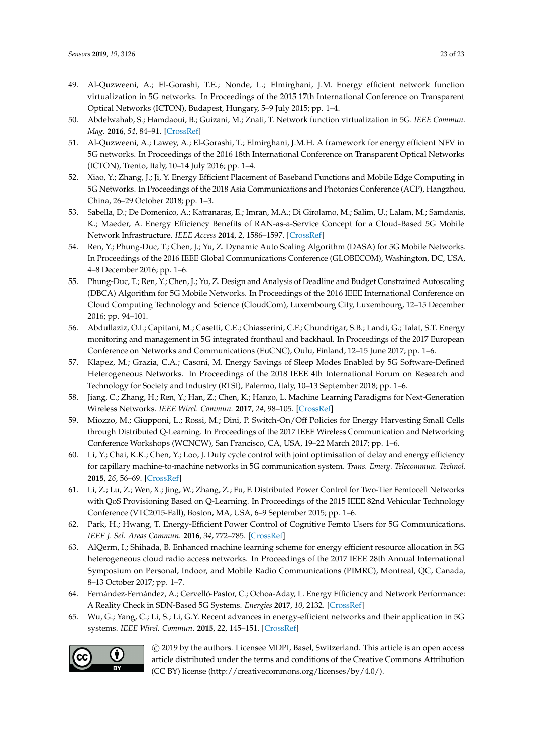49. Al-Quzweeni, A.; El-Gorashi, T.E.; Nonde, L.; Elmirghani, J.M. Energy efficient network function virtualization in 5G networks. In Proceedings of the 2015 17th International Conference on Transparent Optical Networks (ICTON), Budapest, Hungary, 5–9 July 2015; pp. 1–4.
50. Abdelwahab, S.; Hamdaoui, B.; Guizani, M.; Znati, T. Network function virtualization in 5G. *IEEE Commun. Mag.* **2016**, *54*, 84–91. [CrossRef]
51. Al-Quzweeni, A.; Lawey, A.; El-Gorashi, T.; Elmirghani, J.M.H. A framework for energy efficient NFV in 5G networks. In Proceedings of the 2016 18th International Conference on Transparent Optical Networks (ICTON), Trento, Italy, 10–14 July 2016; pp. 1–4.
52. Xiao, Y.; Zhang, J.; Ji, Y. Energy Efficient Placement of Baseband Functions and Mobile Edge Computing in 5G Networks. In Proceedings of the 2018 Asia Communications and Photonics Conference (ACP), Hangzhou, China, 26–29 October 2018; pp. 1–3.
53. Sabella, D.; De Domenico, A.; Katranaras, E.; Imran, M.A.; Di Girolamo, M.; Salim, U.; Lalam, M.; Samdanis, K.; Maeder, A. Energy Efficiency Benefits of RAN-as-a-Service Concept for a Cloud-Based 5G Mobile Network Infrastructure. *IEEE Access* **2014**, *2*, 1586–1597. [CrossRef]
54. Ren, Y.; Phung-Duc, T.; Chen, J.; Yu, Z. Dynamic Auto Scaling Algorithm (DASA) for 5G Mobile Networks. In Proceedings of the 2016 IEEE Global Communications Conference (GLOBECOM), Washington, DC, USA, 4–8 December 2016; pp. 1–6.
55. Phung-Duc, T.; Ren, Y.; Chen, J.; Yu, Z. Design and Analysis of Deadline and Budget Constrained Autoscaling (DBCA) Algorithm for 5G Mobile Networks. In Proceedings of the 2016 IEEE International Conference on Cloud Computing Technology and Science (CloudCom), Luxembourg City, Luxembourg, 12–15 December 2016; pp. 94–101.
56. Abdullaziz, O.I.; Capitani, M.; Casetti, C.E.; Chiasserini, C.F.; Chundrigar, S.B.; Landi, G.; Talat, S.T. Energy monitoring and management in 5G integrated fronthaul and backhaul. In Proceedings of the 2017 European Conference on Networks and Communications (EuCNC), Oulu, Finland, 12–15 June 2017; pp. 1–6.
57. Klapez, M.; Grazia, C.A.; Casoni, M. Energy Savings of Sleep Modes Enabled by 5G Software-Defined Heterogeneous Networks. In Proceedings of the 2018 IEEE 4th International Forum on Research and Technology for Society and Industry (RTSI), Palermo, Italy, 10–13 September 2018; pp. 1–6.
58. Jiang, C.; Zhang, H.; Ren, Y.; Han, Z.; Chen, K.; Hanzo, L. Machine Learning Paradigms for Next-Generation Wireless Networks. *IEEE Wirel. Commun.* **2017**, *24*, 98–105. [CrossRef]
59. Miozzo, M.; Giupponi, L.; Rossi, M.; Dini, P. Switch-On/Off Policies for Energy Harvesting Small Cells through Distributed Q-Learning. In Proceedings of the 2017 IEEE Wireless Communication and Networking Conference Workshops (WCNCW), San Francisco, CA, USA, 19–22 March 2017; pp. 1–6.
60. Li, Y.; Chai, K.K.; Chen, Y.; Loo, J. Duty cycle control with joint optimisation of delay and energy efficiency for capillary machine-to-machine networks in 5G communication system. *Trans. Emerg. Telecommun. Technol.* **2015**, *26*, 56–69. [CrossRef]
61. Li, Z.; Lu, Z.; Wen, X.; Jing, W.; Zhang, Z.; Fu, F. Distributed Power Control for Two-Tier Femtocell Networks with QoS Provisioning Based on Q-Learning. In Proceedings of the 2015 IEEE 82nd Vehicular Technology Conference (VTC2015-Fall), Boston, MA, USA, 6–9 September 2015; pp. 1–6.
62. Park, H.; Hwang, T. Energy-Efficient Power Control of Cognitive Femto Users for 5G Communications. *IEEE J. Sel. Areas Commun.* **2016**, *34*, 772–785. [CrossRef]
63. AlQerm, I.; Shihada, B. Enhanced machine learning scheme for energy efficient resource allocation in 5G heterogeneous cloud radio access networks. In Proceedings of the 2017 IEEE 28th Annual International Symposium on Personal, Indoor, and Mobile Radio Communications (PIMRC), Montreal, QC, Canada, 8–13 October 2017; pp. 1–7.
64. Fernández-Fernández, A.; Cervelló-Pastor, C.; Ochoa-Aday, L. Energy Efficiency and Network Performance: A Reality Check in SDN-Based 5G Systems. *Energies* **2017**, *10*, 2132. [CrossRef]
65. Wu, G.; Yang, C.; Li, S.; Li, G.Y. Recent advances in energy-efficient networks and their application in 5G systems. *IEEE Wirel. Commun.* **2015**, *22*, 145–151. [CrossRef]

© 2019 by the authors. Licensee MDPI, Basel, Switzerland. This article is an open access article distributed under the terms and conditions of the Creative Commons Attribution (CC BY) license (http://creativecommons.org/licenses/by/4.0/).